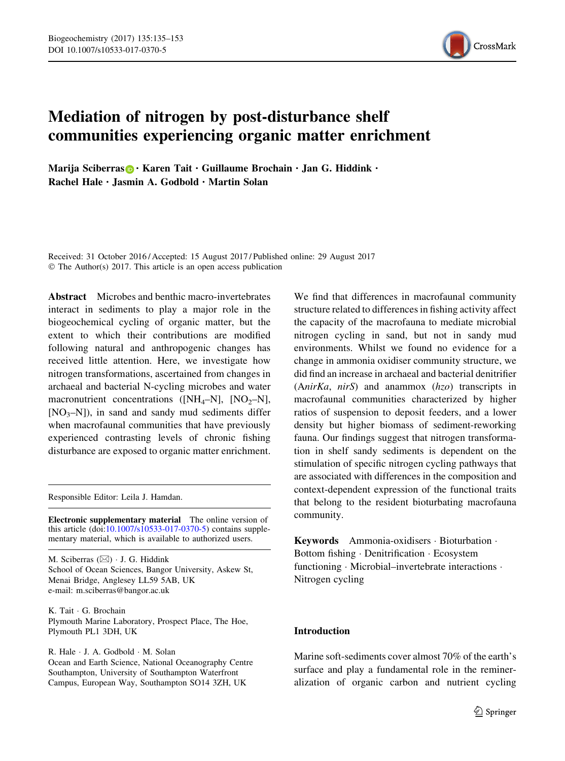# Mediation of nitrogen by post-disturbance shelf communities experiencing organic matter enrichment

**Marija Sciberras · Karen Tait · Guillaume Brochain · Jan G. Hiddink · Rachel Hale · Jasmin A. Godbold · Martin Solan**

Received: 31 October 2016 / Accepted: 15 August 2017 / Published online: 29 August 2017
© The Author(s) 2017. This article is an open access publication

**Abstract** Microbes and benthic macro-invertebrates interact in sediments to play a major role in the biogeochemical cycling of organic matter, but the extent to which their contributions are modified following natural and anthropogenic changes has received little attention. Here, we investigate how nitrogen transformations, ascertained from changes in archaeal and bacterial N-cycling microbes and water macronutrient concentrations ([$NH_4$–N], [$NO_2$–N], [$NO_3$–N]), in sand and sandy mud sediments differ when macrofaunal communities that have previously experienced contrasting levels of chronic fishing disturbance are exposed to organic matter enrichment. We find that differences in macrofaunal community structure related to differences in fishing activity affect the capacity of the macrofauna to mediate microbial nitrogen cycling in sand, but not in sandy mud environments. Whilst we found no evidence for a change in ammonia oxidiser community structure, we did find an increase in archaeal and bacterial denitrifier (A*nirKa*, *nirS*) and anammox (*hzo*) transcripts in macrofaunal communities characterized by higher ratios of suspension to deposit feeders, and a lower density but higher biomass of sediment-reworking fauna. Our findings suggest that nitrogen transformation in shelf sandy sediments is dependent on the stimulation of specific nitrogen cycling pathways that are associated with differences in the composition and context-dependent expression of the functional traits that belong to the resident bioturbating macrofauna community.

**Keywords** Ammonia-oxidisers · Bioturbation · Bottom fishing · Denitrification · Ecosystem functioning · Microbial–invertebrate interactions · Nitrogen cycling

Responsible Editor: Leila J. Hamdan.

**Electronic supplementary material** The online version of this article (doi:10.1007/s10533-017-0370-5) contains supplementary material, which is available to authorized users.

M. Sciberras (✉) · J. G. Hiddink
School of Ocean Sciences, Bangor University, Askew St, Menai Bridge, Anglesey LL59 5AB, UK
e-mail: m.sciberras@bangor.ac.uk

K. Tait · G. Brochain
Plymouth Marine Laboratory, Prospect Place, The Hoe, Plymouth PL1 3DH, UK

R. Hale · J. A. Godbold · M. Solan
Ocean and Earth Science, National Oceanography Centre Southampton, University of Southampton Waterfront Campus, European Way, Southampton SO14 3ZH, UK

## Introduction

Marine soft-sediments cover almost 70% of the earth's surface and play a fundamental role in the remineralization of organic carbon and nutrient cycling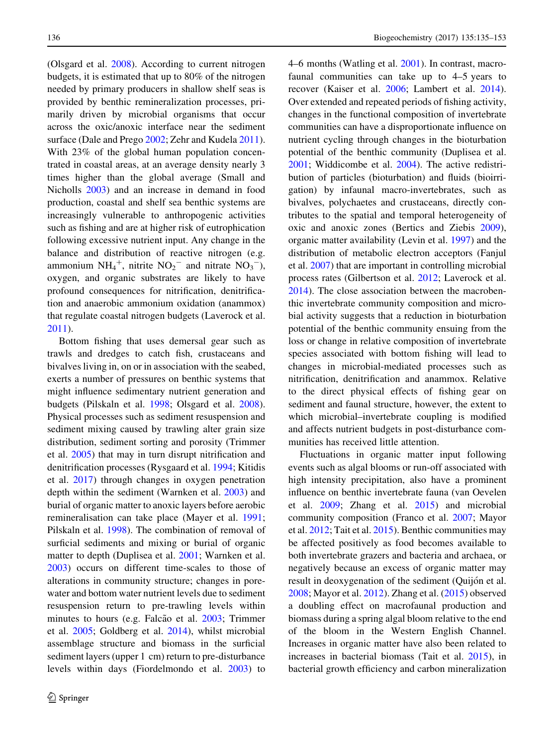(Olsgard et al. 2008). According to current nitrogen budgets, it is estimated that up to 80% of the nitrogen needed by primary producers in shallow shelf seas is provided by benthic remineralization processes, primarily driven by microbial organisms that occur across the oxic/anoxic interface near the sediment surface (Dale and Prego 2002; Zehr and Kudela 2011). With 23% of the global human population concentrated in coastal areas, at an average density nearly 3 times higher than the global average (Small and Nicholls 2003) and an increase in demand in food production, coastal and shelf sea benthic systems are increasingly vulnerable to anthropogenic activities such as fishing and are at higher risk of eutrophication following excessive nutrient input. Any change in the balance and distribution of reactive nitrogen (e.g. ammonium $NH_4^+$, nitrite $NO_2^-$ and nitrate $NO_3^-$), oxygen, and organic substrates are likely to have profound consequences for nitrification, denitrification and anaerobic ammonium oxidation (anammox) that regulate coastal nitrogen budgets (Laverock et al. 2011).

Bottom fishing that uses demersal gear such as trawls and dredges to catch fish, crustaceans and bivalves living in, on or in association with the seabed, exerts a number of pressures on benthic systems that might influence sedimentary nutrient generation and budgets (Pilskaln et al. 1998; Olsgard et al. 2008). Physical processes such as sediment resuspension and sediment mixing caused by trawling alter grain size distribution, sediment sorting and porosity (Trimmer et al. 2005) that may in turn disrupt nitrification and denitrification processes (Rysgaard et al. 1994; Kitidis et al. 2017) through changes in oxygen penetration depth within the sediment (Warnken et al. 2003) and burial of organic matter to anoxic layers before aerobic remineralisation can take place (Mayer et al. 1991; Pilskaln et al. 1998). The combination of removal of surficial sediments and mixing or burial of organic matter to depth (Duplisea et al. 2001; Warnken et al. 2003) occurs on different time-scales to those of alterations in community structure; changes in porewater and bottom water nutrient levels due to sediment resuspension return to pre-trawling levels within minutes to hours (e.g. Falcão et al. 2003; Trimmer et al. 2005; Goldberg et al. 2014), whilst microbial assemblage structure and biomass in the surficial sediment layers (upper 1 cm) return to pre-disturbance levels within days (Fiordelmondo et al. 2003) to 4–6 months (Watling et al. 2001). In contrast, macrofaunal communities can take up to 4–5 years to recover (Kaiser et al. 2006; Lambert et al. 2014). Over extended and repeated periods of fishing activity, changes in the functional composition of invertebrate communities can have a disproportionate influence on nutrient cycling through changes in the bioturbation potential of the benthic community (Duplisea et al. 2001; Widdicombe et al. 2004). The active redistribution of particles (bioturbation) and fluids (bioirrigation) by infaunal macro-invertebrates, such as bivalves, polychaetes and crustaceans, directly contributes to the spatial and temporal heterogeneity of oxic and anoxic zones (Bertics and Ziebis 2009), organic matter availability (Levin et al. 1997) and the distribution of metabolic electron acceptors (Fanjul et al. 2007) that are important in controlling microbial process rates (Gilbertson et al. 2012; Laverock et al. 2014). The close association between the macrobenthic invertebrate community composition and microbial activity suggests that a reduction in bioturbation potential of the benthic community ensuing from the loss or change in relative composition of invertebrate species associated with bottom fishing will lead to changes in microbial-mediated processes such as nitrification, denitrification and anammox. Relative to the direct physical effects of fishing gear on sediment and faunal structure, however, the extent to which microbial–invertebrate coupling is modified and affects nutrient budgets in post-disturbance communities has received little attention.

Fluctuations in organic matter input following events such as algal blooms or run-off associated with high intensity precipitation, also have a prominent influence on benthic invertebrate fauna (van Oevelen et al. 2009; Zhang et al. 2015) and microbial community composition (Franco et al. 2007; Mayor et al. 2012; Tait et al. 2015). Benthic communities may be affected positively as food becomes available to both invertebrate grazers and bacteria and archaea, or negatively because an excess of organic matter may result in deoxygenation of the sediment (Quijón et al. 2008; Mayor et al. 2012). Zhang et al. (2015) observed a doubling effect on macrofaunal production and biomass during a spring algal bloom relative to the end of the bloom in the Western English Channel. Increases in organic matter have also been related to increases in bacterial biomass (Tait et al. 2015), in bacterial growth efficiency and carbon mineralization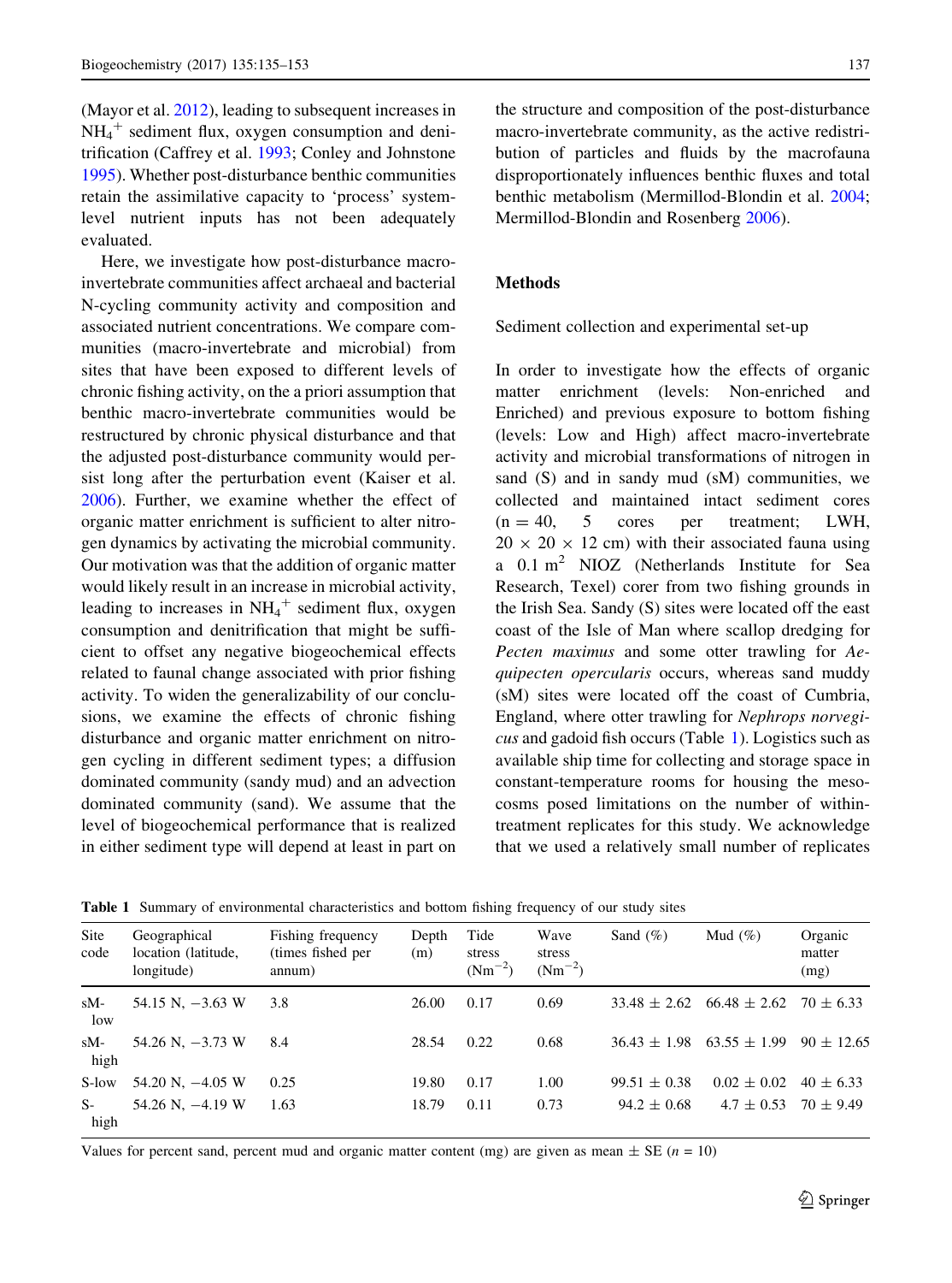(Mayor et al. 2012), leading to subsequent increases in $NH_4^+$ sediment flux, oxygen consumption and denitrification (Caffrey et al. 1993; Conley and Johnstone 1995). Whether post-disturbance benthic communities retain the assimilative capacity to 'process' system-level nutrient inputs has not been adequately evaluated.

Here, we investigate how post-disturbance macro-invertebrate communities affect archaeal and bacterial N-cycling community activity and composition and associated nutrient concentrations. We compare communities (macro-invertebrate and microbial) from sites that have been exposed to different levels of chronic fishing activity, on the a priori assumption that benthic macro-invertebrate communities would be restructured by chronic physical disturbance and that the adjusted post-disturbance community would persist long after the perturbation event (Kaiser et al. 2006). Further, we examine whether the effect of organic matter enrichment is sufficient to alter nitrogen dynamics by activating the microbial community. Our motivation was that the addition of organic matter would likely result in an increase in microbial activity, leading to increases in $NH_4^+$ sediment flux, oxygen consumption and denitrification that might be sufficient to offset any negative biogeochemical effects related to faunal change associated with prior fishing activity. To widen the generalizability of our conclusions, we examine the effects of chronic fishing disturbance and organic matter enrichment on nitrogen cycling in different sediment types; a diffusion dominated community (sandy mud) and an advection dominated community (sand). We assume that the level of biogeochemical performance that is realized in either sediment type will depend at least in part on the structure and composition of the post-disturbance macro-invertebrate community, as the active redistribution of particles and fluids by the macrofauna disproportionately influences benthic fluxes and total benthic metabolism (Mermillod-Blondin et al. 2004; Mermillod-Blondin and Rosenberg 2006).

## Methods

### Sediment collection and experimental set-up

In order to investigate how the effects of organic matter enrichment (levels: Non-enriched and Enriched) and previous exposure to bottom fishing (levels: Low and High) affect macro-invertebrate activity and microbial transformations of nitrogen in sand (S) and in sandy mud (sM) communities, we collected and maintained intact sediment cores ($n = 40$, 5 cores per treatment; LWH, $20 \times 20 \times 12$ cm) with their associated fauna using a 0.1 $m^2$ NIOZ (Netherlands Institute for Sea Research, Texel) corer from two fishing grounds in the Irish Sea. Sandy (S) sites were located off the east coast of the Isle of Man where scallop dredging for *Pecten maximus* and some otter trawling for *Aequipecten opercularis* occurs, whereas sand muddy (sM) sites were located off the coast of Cumbria, England, where otter trawling for *Nephrops norvegicus* and gadoid fish occurs (Table 1). Logistics such as available ship time for collecting and storage space in constant-temperature rooms for housing the mesocosms posed limitations on the number of within-treatment replicates for this study. We acknowledge that we used a relatively small number of replicates

**Table 1** Summary of environmental characteristics and bottom fishing frequency of our study sites

| Site code | Geographical location (latitude, longitude) | Fishing frequency (times fished per annum) | Depth (m) | Tide stress ($Nm^{-2}$) | Wave stress ($Nm^{-2}$) | Sand (%) | Mud (%) | Organic matter (mg) |
|---|---|---|---|---|---|---|---|---|
| sM-low | 54.15 N, −3.63 W | 3.8 | 26.00 | 0.17 | 0.69 | 33.48 ± 2.62 | 66.48 ± 2.62 | 70 ± 6.33 |
| sM-high | 54.26 N, −3.73 W | 8.4 | 28.54 | 0.22 | 0.68 | 36.43 ± 1.98 | 63.55 ± 1.99 | 90 ± 12.65 |
| S-low | 54.20 N, −4.05 W | 0.25 | 19.80 | 0.17 | 1.00 | 99.51 ± 0.38 | 0.02 ± 0.02 | 40 ± 6.33 |
| S-high | 54.26 N, −4.19 W | 1.63 | 18.79 | 0.11 | 0.73 | 94.2 ± 0.68 | 4.7 ± 0.53 | 70 ± 9.49 |

Values for percent sand, percent mud and organic matter content (mg) are given as mean ± SE ($n = 10$)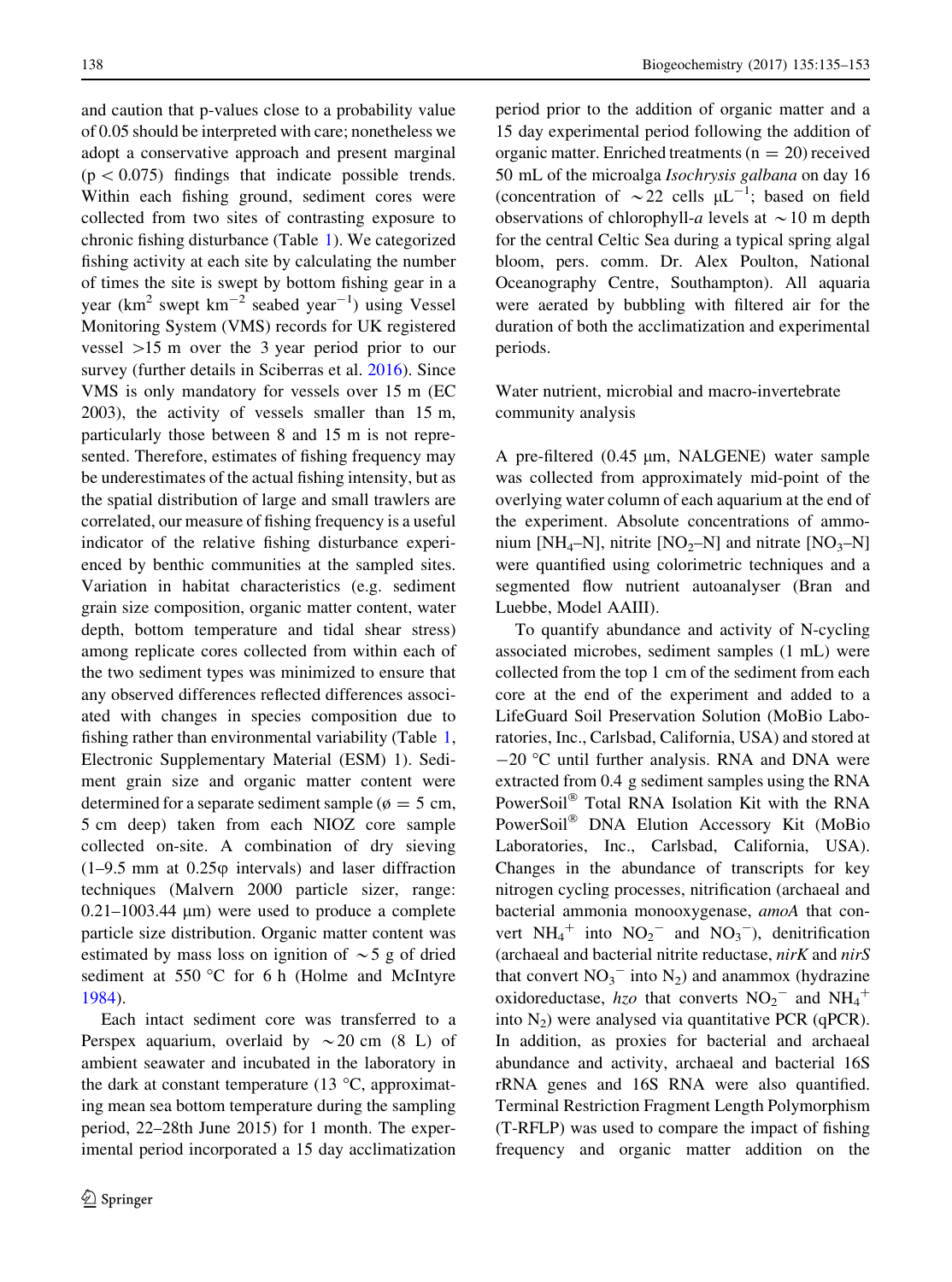and caution that p-values close to a probability value of 0.05 should be interpreted with care; nonetheless we adopt a conservative approach and present marginal ($p < 0.075$) findings that indicate possible trends. Within each fishing ground, sediment cores were collected from two sites of contrasting exposure to chronic fishing disturbance (Table 1). We categorized fishing activity at each site by calculating the number of times the site is swept by bottom fishing gear in a year ($km^2$ swept $km^{-2}$ seabed $year^{-1}$) using Vessel Monitoring System (VMS) records for UK registered vessel >15 m over the 3 year period prior to our survey (further details in Sciberras et al. 2016). Since VMS is only mandatory for vessels over 15 m (EC 2003), the activity of vessels smaller than 15 m, particularly those between 8 and 15 m is not represented. Therefore, estimates of fishing frequency may be underestimates of the actual fishing intensity, but as the spatial distribution of large and small trawlers are correlated, our measure of fishing frequency is a useful indicator of the relative fishing disturbance experienced by benthic communities at the sampled sites. Variation in habitat characteristics (e.g. sediment grain size composition, organic matter content, water depth, bottom temperature and tidal shear stress) among replicate cores collected from within each of the two sediment types was minimized to ensure that any observed differences reflected differences associated with changes in species composition due to fishing rather than environmental variability (Table 1, Electronic Supplementary Material (ESM) 1). Sediment grain size and organic matter content were determined for a separate sediment sample (ø = 5 cm, 5 cm deep) taken from each NIOZ core sample collected on-site. A combination of dry sieving (1–9.5 mm at 0.25φ intervals) and laser diffraction techniques (Malvern 2000 particle sizer, range: 0.21–1003.44 μm) were used to produce a complete particle size distribution. Organic matter content was estimated by mass loss on ignition of ~5 g of dried sediment at 550 °C for 6 h (Holme and McIntyre 1984).

Each intact sediment core was transferred to a Perspex aquarium, overlaid by ~20 cm (8 L) of ambient seawater and incubated in the laboratory in the dark at constant temperature (13 °C, approximating mean sea bottom temperature during the sampling period, 22–28th June 2015) for 1 month. The experimental period incorporated a 15 day acclimatization period prior to the addition of organic matter and a 15 day experimental period following the addition of organic matter. Enriched treatments ($n = 20$) received 50 mL of the microalga *Isochrysis galbana* on day 16 (concentration of ~22 cells $\mu L^{-1}$; based on field observations of chlorophyll-*a* levels at ~10 m depth for the central Celtic Sea during a typical spring algal bloom, pers. comm. Dr. Alex Poulton, National Oceanography Centre, Southampton). All aquaria were aerated by bubbling with filtered air for the duration of both the acclimatization and experimental periods.

### Water nutrient, microbial and macro-invertebrate community analysis

A pre-filtered (0.45 μm, NALGENE) water sample was collected from approximately mid-point of the overlying water column of each aquarium at the end of the experiment. Absolute concentrations of ammonium [$NH_4$–N], nitrite [$NO_2$–N] and nitrate [$NO_3$–N] were quantified using colorimetric techniques and a segmented flow nutrient autoanalyser (Bran and Luebbe, Model AAIII).

To quantify abundance and activity of N-cycling associated microbes, sediment samples (1 mL) were collected from the top 1 cm of the sediment from each core at the end of the experiment and added to a LifeGuard Soil Preservation Solution (MoBio Laboratories, Inc., Carlsbad, California, USA) and stored at −20 °C until further analysis. RNA and DNA were extracted from 0.4 g sediment samples using the RNA PowerSoil® Total RNA Isolation Kit with the RNA PowerSoil® DNA Elution Accessory Kit (MoBio Laboratories, Inc., Carlsbad, California, USA). Changes in the abundance of transcripts for key nitrogen cycling processes, nitrification (archaeal and bacterial ammonia monooxygenase, *amoA* that convert $NH_4^+$ into $NO_2^-$ and $NO_3^-$), denitrification (archaeal and bacterial nitrite reductase, *nirK* and *nirS* that convert $NO_3^-$ into $N_2$) and anammox (hydrazine oxidoreductase, *hzo* that converts $NO_2^-$ and $NH_4^+$ into $N_2$) were analysed via quantitative PCR (qPCR). In addition, as proxies for bacterial and archaeal abundance and activity, archaeal and bacterial 16S rRNA genes and 16S RNA were also quantified. Terminal Restriction Fragment Length Polymorphism (T-RFLP) was used to compare the impact of fishing frequency and organic matter addition on the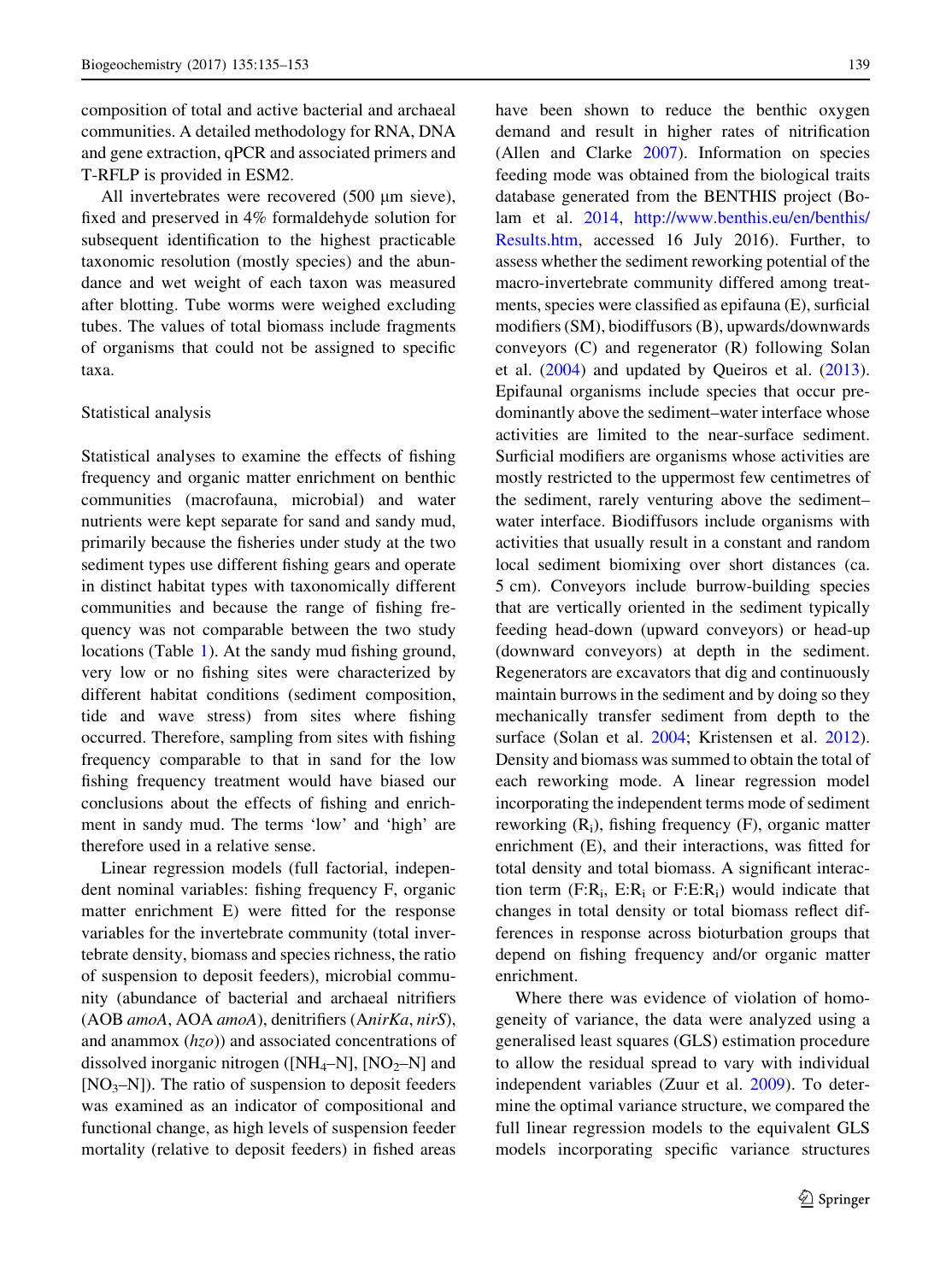composition of total and active bacterial and archaeal communities. A detailed methodology for RNA, DNA and gene extraction, qPCR and associated primers and T-RFLP is provided in ESM2.

All invertebrates were recovered (500 µm sieve), fixed and preserved in 4% formaldehyde solution for subsequent identification to the highest practicable taxonomic resolution (mostly species) and the abundance and wet weight of each taxon was measured after blotting. Tube worms were weighed excluding tubes. The values of total biomass include fragments of organisms that could not be assigned to specific taxa.

### Statistical analysis

Statistical analyses to examine the effects of fishing frequency and organic matter enrichment on benthic communities (macrofauna, microbial) and water nutrients were kept separate for sand and sandy mud, primarily because the fisheries under study at the two sediment types use different fishing gears and operate in distinct habitat types with taxonomically different communities and because the range of fishing frequency was not comparable between the two study locations (Table 1). At the sandy mud fishing ground, very low or no fishing sites were characterized by different habitat conditions (sediment composition, tide and wave stress) from sites where fishing occurred. Therefore, sampling from sites with fishing frequency comparable to that in sand for the low fishing frequency treatment would have biased our conclusions about the effects of fishing and enrichment in sandy mud. The terms 'low' and 'high' are therefore used in a relative sense.

Linear regression models (full factorial, independent nominal variables: fishing frequency F, organic matter enrichment E) were fitted for the response variables for the invertebrate community (total invertebrate density, biomass and species richness, the ratio of suspension to deposit feeders), microbial community (abundance of bacterial and archaeal nitrifiers (AOB *amoA*, AOA *amoA*), denitrifiers (A*nirKa*, *nirS*), and anammox (*hzo*)) and associated concentrations of dissolved inorganic nitrogen ([$NH_4$–N], [$NO_2$–N] and [$NO_3$–N]). The ratio of suspension to deposit feeders was examined as an indicator of compositional and functional change, as high levels of suspension feeder mortality (relative to deposit feeders) in fished areas have been shown to reduce the benthic oxygen demand and result in higher rates of nitrification (Allen and Clarke 2007). Information on species feeding mode was obtained from the biological traits database generated from the BENTHIS project (Bolam et al. 2014, http://www.benthis.eu/en/benthis/Results.htm, accessed 16 July 2016). Further, to assess whether the sediment reworking potential of the macro-invertebrate community differed among treatments, species were classified as epifauna (E), surficial modifiers (SM), biodiffusors (B), upwards/downwards conveyors (C) and regenerator (R) following Solan et al. (2004) and updated by Queiros et al. (2013). Epifaunal organisms include species that occur predominantly above the sediment–water interface whose activities are limited to the near-surface sediment. Surficial modifiers are organisms whose activities are mostly restricted to the uppermost few centimetres of the sediment, rarely venturing above the sediment–water interface. Biodiffusors include organisms with activities that usually result in a constant and random local sediment biomixing over short distances (ca. 5 cm). Conveyors include burrow-building species that are vertically oriented in the sediment typically feeding head-down (upward conveyors) or head-up (downward conveyors) at depth in the sediment. Regenerators are excavators that dig and continuously maintain burrows in the sediment and by doing so they mechanically transfer sediment from depth to the surface (Solan et al. 2004; Kristensen et al. 2012). Density and biomass was summed to obtain the total of each reworking mode. A linear regression model incorporating the independent terms mode of sediment reworking ($R_i$), fishing frequency (F), organic matter enrichment (E), and their interactions, was fitted for total density and total biomass. A significant interaction term (F:$R_i$, E:$R_i$ or F:E:$R_i$) would indicate that changes in total density or total biomass reflect differences in response across bioturbation groups that depend on fishing frequency and/or organic matter enrichment.

Where there was evidence of violation of homogeneity of variance, the data were analyzed using a generalised least squares (GLS) estimation procedure to allow the residual spread to vary with individual independent variables (Zuur et al. 2009). To determine the optimal variance structure, we compared the full linear regression models to the equivalent GLS models incorporating specific variance structures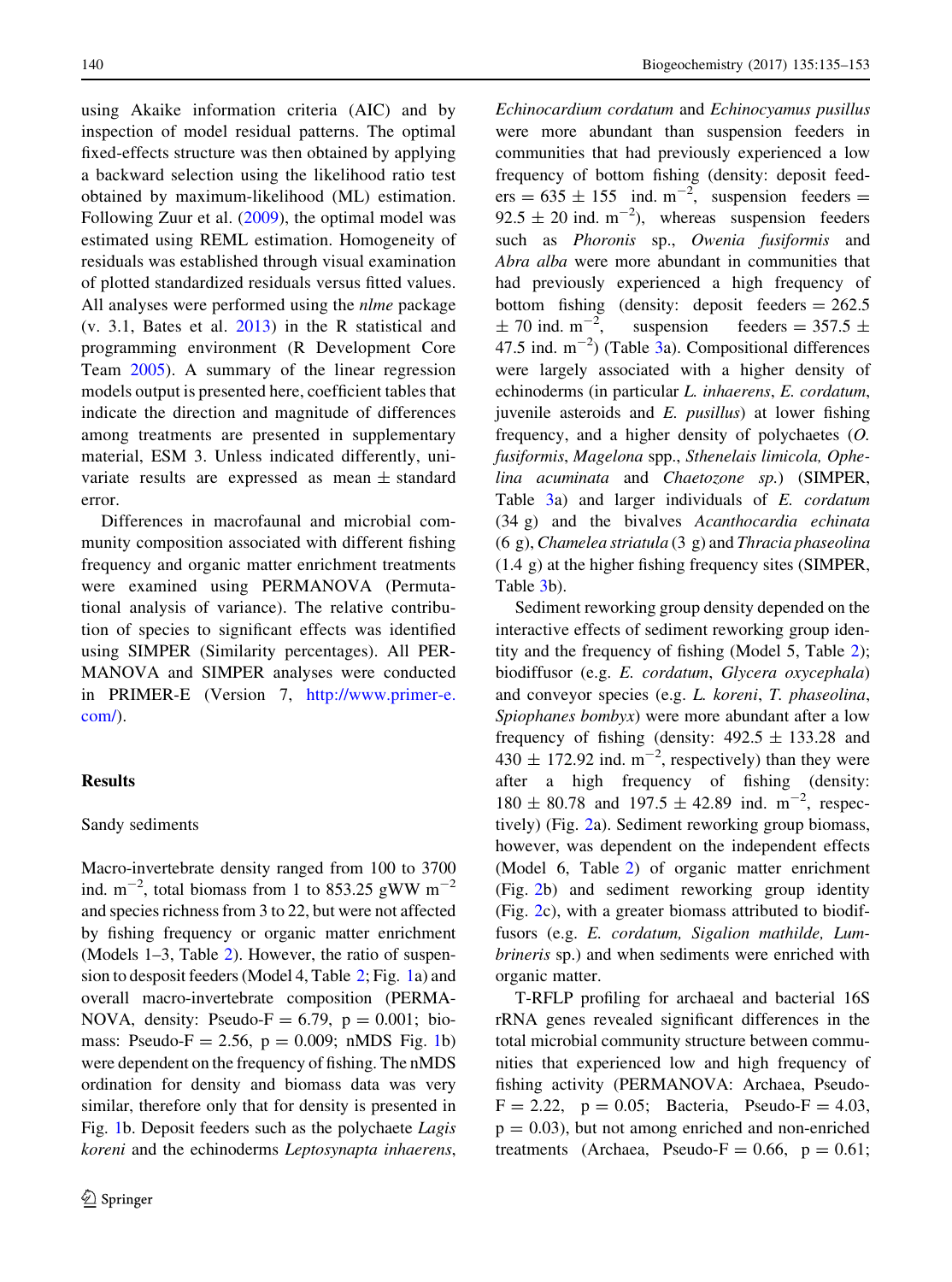using Akaike information criteria (AIC) and by inspection of model residual patterns. The optimal fixed-effects structure was then obtained by applying a backward selection using the likelihood ratio test obtained by maximum-likelihood (ML) estimation. Following Zuur et al. (2009), the optimal model was estimated using REML estimation. Homogeneity of residuals was established through visual examination of plotted standardized residuals versus fitted values. All analyses were performed using the *nlme* package (v. 3.1, Bates et al. 2013) in the R statistical and programming environment (R Development Core Team 2005). A summary of the linear regression models output is presented here, coefficient tables that indicate the direction and magnitude of differences among treatments are presented in supplementary material, ESM 3. Unless indicated differently, univariate results are expressed as mean $\pm$ standard error.

Differences in macrofaunal and microbial community composition associated with different fishing frequency and organic matter enrichment treatments were examined using PERMANOVA (Permutational analysis of variance). The relative contribution of species to significant effects was identified using SIMPER (Similarity percentages). All PERMANOVA and SIMPER analyses were conducted in PRIMER-E (Version 7, http://www.primer-e.com/).

## Results

### Sandy sediments

Macro-invertebrate density ranged from 100 to 3700 ind. $m^{-2}$, total biomass from 1 to 853.25 gWW $m^{-2}$ and species richness from 3 to 22, but were not affected by fishing frequency or organic matter enrichment (Models 1–3, Table 2). However, the ratio of suspension to desposit feeders (Model 4, Table 2; Fig. 1a) and overall macro-invertebrate composition (PERMANOVA, density: Pseudo-F = 6.79, p = 0.001; biomass: Pseudo-F = 2.56, p = 0.009; nMDS Fig. 1b) were dependent on the frequency of fishing. The nMDS ordination for density and biomass data was very similar, therefore only that for density is presented in Fig. 1b. Deposit feeders such as the polychaete *Lagis koreni* and the echinoderms *Leptosynapta inhaerens*, *Echinocardium cordatum* and *Echinocyamus pusillus* were more abundant than suspension feeders in communities that had previously experienced a low frequency of bottom fishing (density: deposit feeders = 635 $\pm$ 155 ind. $m^{-2}$, suspension feeders = 92.5 $\pm$ 20 ind. $m^{-2}$), whereas suspension feeders such as *Phoronis* sp., *Owenia fusiformis* and *Abra alba* were more abundant in communities that had previously experienced a high frequency of bottom fishing (density: deposit feeders = 262.5 $\pm$ 70 ind. $m^{-2}$, suspension feeders = 357.5 $\pm$ 47.5 ind. $m^{-2}$) (Table 3a). Compositional differences were largely associated with a higher density of echinoderms (in particular *L. inhaerens*, *E. cordatum*, juvenile asteroids and *E. pusillus*) at lower fishing frequency, and a higher density of polychaetes (*O. fusiformis*, *Magelona* spp., *Sthenelais limicola, Ophelina acuminata* and *Chaetozone sp.*) (SIMPER, Table 3a) and larger individuals of *E. cordatum* (34 g) and the bivalves *Acanthocardia echinata* (6 g), *Chamelea striatula* (3 g) and *Thracia phaseolina* (1.4 g) at the higher fishing frequency sites (SIMPER, Table 3b).

Sediment reworking group density depended on the interactive effects of sediment reworking group identity and the frequency of fishing (Model 5, Table 2); biodiffusor (e.g. *E. cordatum*, *Glycera oxycephala*) and conveyor species (e.g. *L. koreni*, *T. phaseolina*, *Spiophanes bombyx*) were more abundant after a low frequency of fishing (density: 492.5 $\pm$ 133.28 and 430 $\pm$ 172.92 ind. $m^{-2}$, respectively) than they were after a high frequency of fishing (density: 180 $\pm$ 80.78 and 197.5 $\pm$ 42.89 ind. $m^{-2}$, respectively) (Fig. 2a). Sediment reworking group biomass, however, was dependent on the independent effects (Model 6, Table 2) of organic matter enrichment (Fig. 2b) and sediment reworking group identity (Fig. 2c), with a greater biomass attributed to biodiffusors (e.g. *E. cordatum, Sigalion mathilde, Lumbrineris* sp.) and when sediments were enriched with organic matter.

T-RFLP profiling for archaeal and bacterial 16S rRNA genes revealed significant differences in the total microbial community structure between communities that experienced low and high frequency of fishing activity (PERMANOVA: Archaea, Pseudo-F = 2.22, p = 0.05; Bacteria, Pseudo-F = 4.03, p = 0.03), but not among enriched and non-enriched treatments (Archaea, Pseudo-F = 0.66, p = 0.61;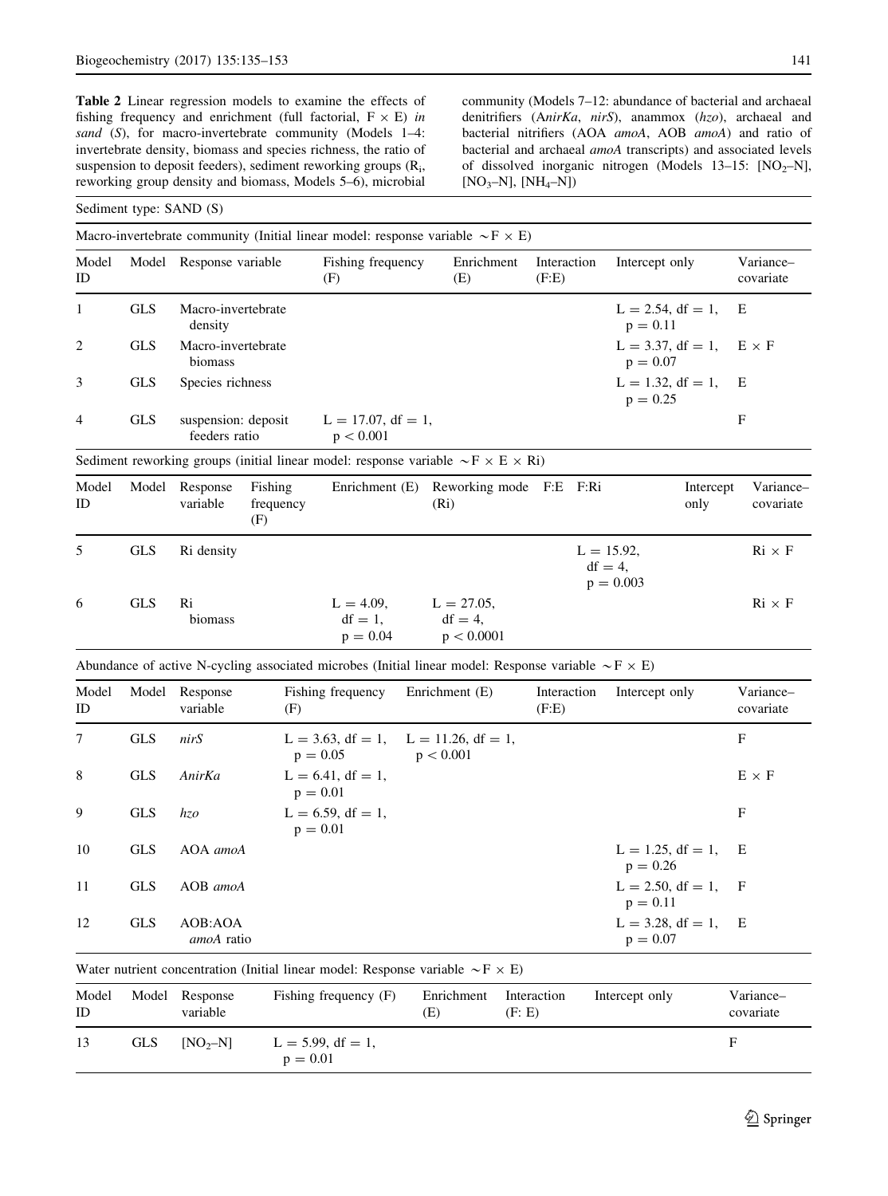**Table 2** Linear regression models to examine the effects of fishing frequency and enrichment (full factorial, F × E) *in sand* (*S*), for macro-invertebrate community (Models 1–4: invertebrate density, biomass and species richness, the ratio of suspension to deposit feeders), sediment reworking groups ($R_i$, reworking group density and biomass, Models 5–6), microbial community (Models 7–12: abundance of bacterial and archaeal denitrifiers (A*nirKa*, *nirS*), anammox (*hzo*), archaeal and bacterial nitrifiers (AOA *amoA*, AOB *amoA*) and ratio of bacterial and archaeal *amoA* transcripts) and associated levels of dissolved inorganic nitrogen (Models 13–15: [$NO_2$–N], [$NO_3$–N], [$NH_4$–N])

Sediment type: SAND (S)

Macro-invertebrate community (Initial linear model: response variable ~F × E)

| Model ID | Model | Response variable | Fishing frequency (F) | Enrichment (E) | Interaction (F:E) | Intercept only | Variance–covariate |
|---|---|---|---|---|---|---|---|
| 1 | GLS | Macro-invertebrate density | | | | L = 2.54, df = 1, p = 0.11 | E |
| 2 | GLS | Macro-invertebrate biomass | | | | L = 3.37, df = 1, p = 0.07 | E × F |
| 3 | GLS | Species richness | | | | L = 1.32, df = 1, p = 0.25 | E |
| 4 | GLS | suspension: deposit feeders ratio | L = 17.07, df = 1, $p < 0.001$ | | | | F |

Sediment reworking groups (initial linear model: response variable ~F × E × Ri)

| Model ID | Model | Response variable | Fishing frequency (F) | Enrichment (E) | Reworking mode (Ri) | F:E | F:Ri | Intercept only | Variance–covariate |
|---|---|---|---|---|---|---|---|---|---|
| 5 | GLS | Ri density | | | | | L = 15.92, df = 4, p = 0.003 | | Ri × F |
| 6 | GLS | Ri biomass | | L = 4.09, df = 1, p = 0.04 | L = 27.05, df = 4, $p < 0.0001$ | | | | Ri × F |

Abundance of active N-cycling associated microbes (Initial linear model: Response variable ~F × E)

| Model ID | Model | Response variable | Fishing frequency (F) | Enrichment (E) | Interaction (F:E) | Intercept only | Variance–covariate |
|---|---|---|---|---|---|---|---|
| 7 | GLS | *nirS* | L = 3.63, df = 1, p = 0.05 | L = 11.26, df = 1, $p < 0.001$ | | | F |
| 8 | GLS | *AnirKa* | L = 6.41, df = 1, p = 0.01 | | | | E × F |
| 9 | GLS | *hzo* | L = 6.59, df = 1, p = 0.01 | | | | F |
| 10 | GLS | AOA *amoA* | | | | L = 1.25, df = 1, p = 0.26 | E |
| 11 | GLS | AOB *amoA* | | | | L = 2.50, df = 1, p = 0.11 | F |
| 12 | GLS | AOB:AOA *amoA* ratio | | | | L = 3.28, df = 1, p = 0.07 | E |

Water nutrient concentration (Initial linear model: Response variable ~F × E)

| Model ID | Model | Response variable | Fishing frequency (F) | Enrichment (E) | Interaction (F: E) | Intercept only | Variance–covariate |
|---|---|---|---|---|---|---|---|
| 13 | GLS | [$NO_2$–N] | L = 5.99, df = 1, p = 0.01 | | | | F |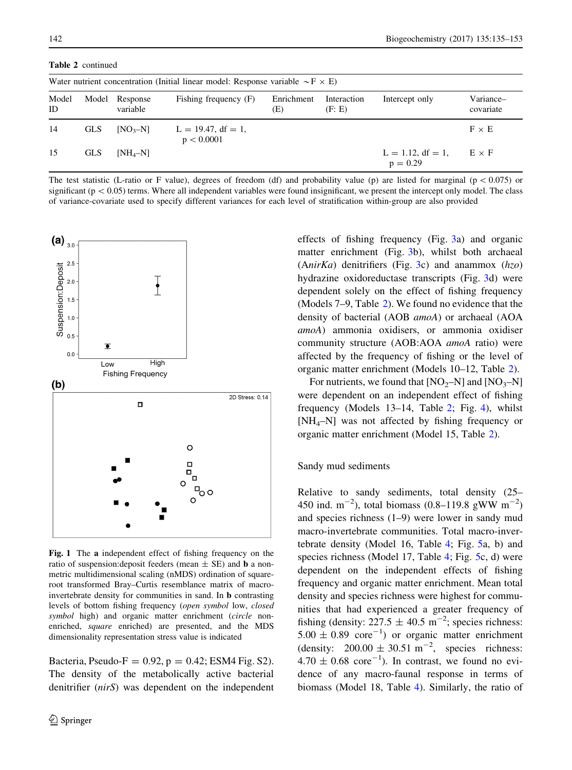**Table 2** continued

| Water nutrient concentration (Initial linear model: Response variable ∼F × E) | | | | | | | |
|---|---|---|---|---|---|---|---|
| Model ID | Model | Response variable | Fishing frequency (F) | Enrichment (E) | Interaction (F: E) | Intercept only | Variance–covariate |
| 14 | GLS | $[NO_3–N]$ | L = 19.47, df = 1, p < 0.0001 | | | | F × E |
| 15 | GLS | $[NH_4–N]$ | | | | L = 1.12, df = 1, p = 0.29 | E × F |

The test statistic (L-ratio or F value), degrees of freedom (df) and probability value (p) are listed for marginal ($p < 0.075$) or significant ($p < 0.05$) terms. Where all independent variables were found insignificant, we present the intercept only model. The class of variance-covariate used to specify different variances for each level of stratification within-group are also provided

**Fig. 1** The **a** independent effect of fishing frequency on the ratio of suspension:deposit feeders (mean ± SE) and **b** a non-metric multidimensional scaling (nMDS) ordination of square-root transformed Bray–Curtis resemblance matrix of macro-invertebrate density for communities in sand. In **b** contrasting levels of bottom fishing frequency (*open symbol* low, *closed symbol* high) and organic matter enrichment (*circle* non-enriched, *square* enriched) are presented, and the MDS dimensionality representation stress value is indicated

Bacteria, Pseudo-F = 0.92, p = 0.42; ESM4 Fig. S2). The density of the metabolically active bacterial denitrifier (*nirS*) was dependent on the independent effects of fishing frequency (Fig. 3a) and organic matter enrichment (Fig. 3b), whilst both archaeal (A*nirKa*) denitrifiers (Fig. 3c) and anammox (*hzo*) hydrazine oxidoreductase transcripts (Fig. 3d) were dependent solely on the effect of fishing frequency (Models 7–9, Table 2). We found no evidence that the density of bacterial (AOB *amoA*) or archaeal (AOA *amoA*) ammonia oxidisers, or ammonia oxidiser community structure (AOB:AOA *amoA* ratio) were affected by the frequency of fishing or the level of organic matter enrichment (Models 10–12, Table 2).

For nutrients, we found that $[NO_2–N]$ and $[NO_3–N]$ were dependent on an independent effect of fishing frequency (Models 13–14, Table 2; Fig. 4), whilst $[NH_4–N]$ was not affected by fishing frequency or organic matter enrichment (Model 15, Table 2).

## Sandy mud sediments

Relative to sandy sediments, total density (25–450 ind. $m^{-2}$), total biomass (0.8–119.8 gWW $m^{-2}$) and species richness (1–9) were lower in sandy mud macro-invertebrate communities. Total macro-invertebrate density (Model 16, Table 4; Fig. 5a, b) and species richness (Model 17, Table 4; Fig. 5c, d) were dependent on the independent effects of fishing frequency and organic matter enrichment. Mean total density and species richness were highest for communities that had experienced a greater frequency of fishing (density: 227.5 ± 40.5 $m^{-2}$; species richness: 5.00 ± 0.89 $core^{-1}$) or organic matter enrichment (density: 200.00 ± 30.51 $m^{-2}$, species richness: 4.70 ± 0.68 $core^{-1}$). In contrast, we found no evidence of any macro-faunal response in terms of biomass (Model 18, Table 4). Similarly, the ratio of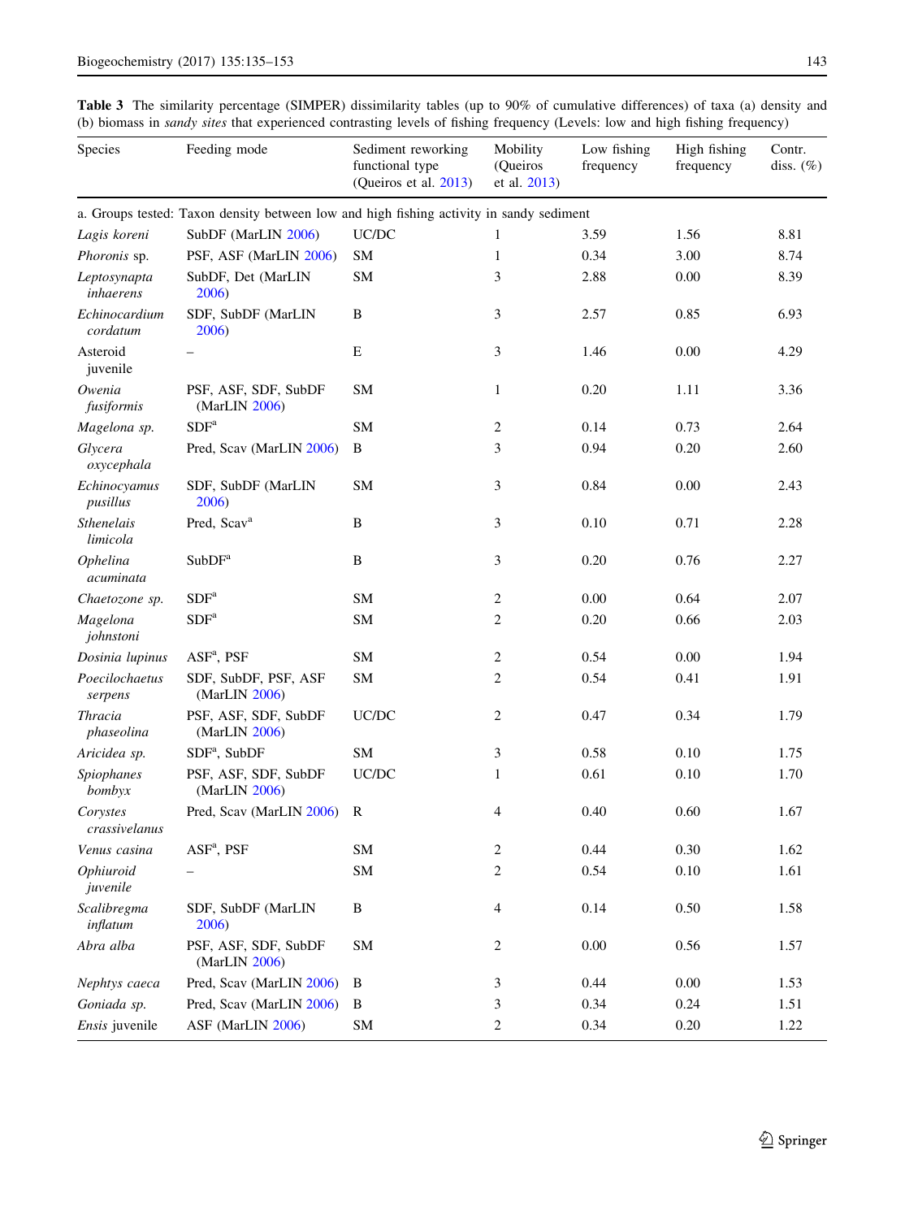**Table 3** The similarity percentage (SIMPER) dissimilarity tables (up to 90% of cumulative differences) of taxa (a) density and (b) biomass in *sandy sites* that experienced contrasting levels of fishing frequency (Levels: low and high fishing frequency)

| Species | Feeding mode | Sediment reworking functional type (Queiros et al. 2013) | Mobility (Queiros et al. 2013) | Low fishing frequency | High fishing frequency | Contr. diss. (%) |
|---|---|---|---|---|---|---|
| a. Groups tested: Taxon density between low and high fishing activity in sandy sediment | | | | | | |
| *Lagis koreni* | SubDF (MarLIN 2006) | UC/DC | 1 | 3.59 | 1.56 | 8.81 |
| *Phoronis* sp. | PSF, ASF (MarLIN 2006) | SM | 1 | 0.34 | 3.00 | 8.74 |
| *Leptosynapta inhaerens* | SubDF, Det (MarLIN 2006) | SM | 3 | 2.88 | 0.00 | 8.39 |
| *Echinocardium cordatum* | SDF, SubDF (MarLIN 2006) | B | 3 | 2.57 | 0.85 | 6.93 |
| Asteroid juvenile | – | E | 3 | 1.46 | 0.00 | 4.29 |
| *Owenia fusiformis* | PSF, ASF, SDF, SubDF (MarLIN 2006) | SM | 1 | 0.20 | 1.11 | 3.36 |
| *Magelona sp.* | SDF[a] | SM | 2 | 0.14 | 0.73 | 2.64 |
| *Glycera oxycephala* | Pred, Scav (MarLIN 2006) | B | 3 | 0.94 | 0.20 | 2.60 |
| *Echinocyamus pusillus* | SDF, SubDF (MarLIN 2006) | SM | 3 | 0.84 | 0.00 | 2.43 |
| *Sthenelais limicola* | Pred, Scav[a] | B | 3 | 0.10 | 0.71 | 2.28 |
| *Ophelina acuminata* | SubDF[a] | B | 3 | 0.20 | 0.76 | 2.27 |
| *Chaetozone sp.* | SDF[a] | SM | 2 | 0.00 | 0.64 | 2.07 |
| *Magelona johnstoni* | SDF[a] | SM | 2 | 0.20 | 0.66 | 2.03 |
| *Dosinia lupinus* | ASF[a], PSF | SM | 2 | 0.54 | 0.00 | 1.94 |
| *Poecilochaetus serpens* | SDF, SubDF, PSF, ASF (MarLIN 2006) | SM | 2 | 0.54 | 0.41 | 1.91 |
| *Thracia phaseolina* | PSF, ASF, SDF, SubDF (MarLIN 2006) | UC/DC | 2 | 0.47 | 0.34 | 1.79 |
| *Aricidea sp.* | SDF[a], SubDF | SM | 3 | 0.58 | 0.10 | 1.75 |
| *Spiophanes bombyx* | PSF, ASF, SDF, SubDF (MarLIN 2006) | UC/DC | 1 | 0.61 | 0.10 | 1.70 |
| *Corystes crassivelanus* | Pred, Scav (MarLIN 2006) | R | 4 | 0.40 | 0.60 | 1.67 |
| *Venus casina* | ASF[a], PSF | SM | 2 | 0.44 | 0.30 | 1.62 |
| *Ophiuroid juvenile* | – | SM | 2 | 0.54 | 0.10 | 1.61 |
| *Scalibregma inflatum* | SDF, SubDF (MarLIN 2006) | B | 4 | 0.14 | 0.50 | 1.58 |
| *Abra alba* | PSF, ASF, SDF, SubDF (MarLIN 2006) | SM | 2 | 0.00 | 0.56 | 1.57 |
| *Nephtys caeca* | Pred, Scav (MarLIN 2006) | B | 3 | 0.44 | 0.00 | 1.53 |
| *Goniada sp.* | Pred, Scav (MarLIN 2006) | B | 3 | 0.34 | 0.24 | 1.51 |
| *Ensis* juvenile | ASF (MarLIN 2006) | SM | 2 | 0.34 | 0.20 | 1.22 |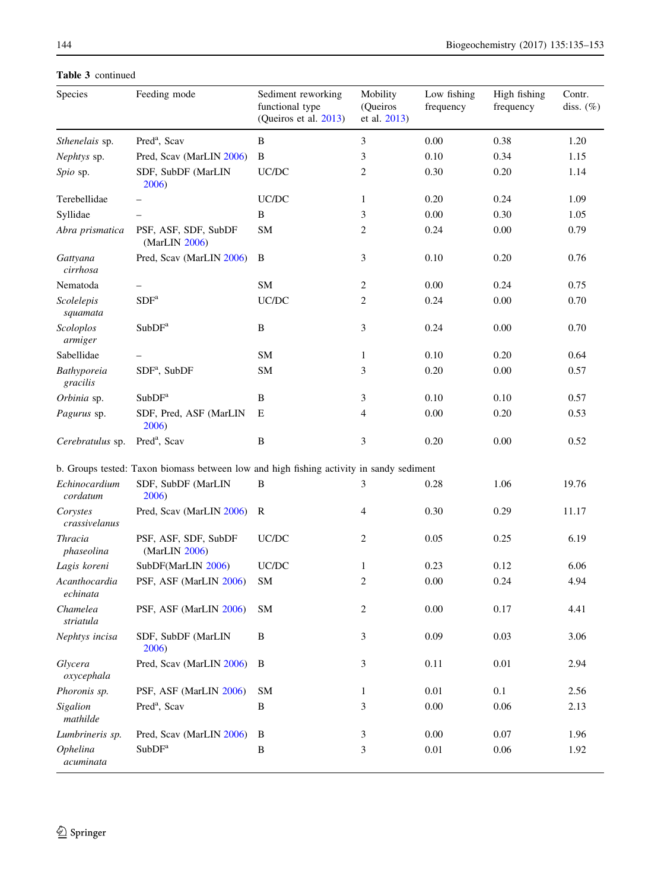**Table 3** continued

| Species | Feeding mode | Sediment reworking functional type (Queiros et al. 2013) | Mobility (Queiros et al. 2013) | Low fishing frequency | High fishing frequency | Contr. diss. (%) |
|---|---|---|---|---|---|---|
| *Sthenelais* sp. | Pred[a], Scav | B | 3 | 0.00 | 0.38 | 1.20 |
| *Nephtys* sp. | Pred, Scav (MarLIN 2006) | B | 3 | 0.10 | 0.34 | 1.15 |
| *Spio* sp. | SDF, SubDF (MarLIN 2006) | UC/DC | 2 | 0.30 | 0.20 | 1.14 |
| Terebellidae | – | UC/DC | 1 | 0.20 | 0.24 | 1.09 |
| Syllidae | – | B | 3 | 0.00 | 0.30 | 1.05 |
| *Abra prismatica* | PSF, ASF, SDF, SubDF (MarLIN 2006) | SM | 2 | 0.24 | 0.00 | 0.79 |
| *Gattyana cirrhosa* | Pred, Scav (MarLIN 2006) | B | 3 | 0.10 | 0.20 | 0.76 |
| Nematoda | – | SM | 2 | 0.00 | 0.24 | 0.75 |
| *Scolelepis squamata* | SDF[a] | UC/DC | 2 | 0.24 | 0.00 | 0.70 |
| *Scoloplos armiger* | SubDF[a] | B | 3 | 0.24 | 0.00 | 0.70 |
| Sabellidae | – | SM | 1 | 0.10 | 0.20 | 0.64 |
| *Bathyporeia gracilis* | SDF[a], SubDF | SM | 3 | 0.20 | 0.00 | 0.57 |
| *Orbinia* sp. | SubDF[a] | B | 3 | 0.10 | 0.10 | 0.57 |
| *Pagurus* sp. | SDF, Pred, ASF (MarLIN 2006) | E | 4 | 0.00 | 0.20 | 0.53 |
| *Cerebratulus* sp. | Pred[a], Scav | B | 3 | 0.20 | 0.00 | 0.52 |
| b. Groups tested: Taxon biomass between low and high fishing activity in sandy sediment | | | | | | |
| *Echinocardium cordatum* | SDF, SubDF (MarLIN 2006) | B | 3 | 0.28 | 1.06 | 19.76 |
| *Corystes crassivelanus* | Pred, Scav (MarLIN 2006) | R | 4 | 0.30 | 0.29 | 11.17 |
| *Thracia phaseolina* | PSF, ASF, SDF, SubDF (MarLIN 2006) | UC/DC | 2 | 0.05 | 0.25 | 6.19 |
| *Lagis koreni* | SubDF(MarLIN 2006) | UC/DC | 1 | 0.23 | 0.12 | 6.06 |
| *Acanthocardia echinata* | PSF, ASF (MarLIN 2006) | SM | 2 | 0.00 | 0.24 | 4.94 |
| *Chamelea striatula* | PSF, ASF (MarLIN 2006) | SM | 2 | 0.00 | 0.17 | 4.41 |
| *Nephtys incisa* | SDF, SubDF (MarLIN 2006) | B | 3 | 0.09 | 0.03 | 3.06 |
| *Glycera oxycephala* | Pred, Scav (MarLIN 2006) | B | 3 | 0.11 | 0.01 | 2.94 |
| *Phoronis sp.* | PSF, ASF (MarLIN 2006) | SM | 1 | 0.01 | 0.1 | 2.56 |
| *Sigalion mathilde* | Pred[a], Scav | B | 3 | 0.00 | 0.06 | 2.13 |
| *Lumbrineris sp.* | Pred, Scav (MarLIN 2006) | B | 3 | 0.00 | 0.07 | 1.96 |
| *Ophelina acuminata* | SubDF[a] | B | 3 | 0.01 | 0.06 | 1.92 |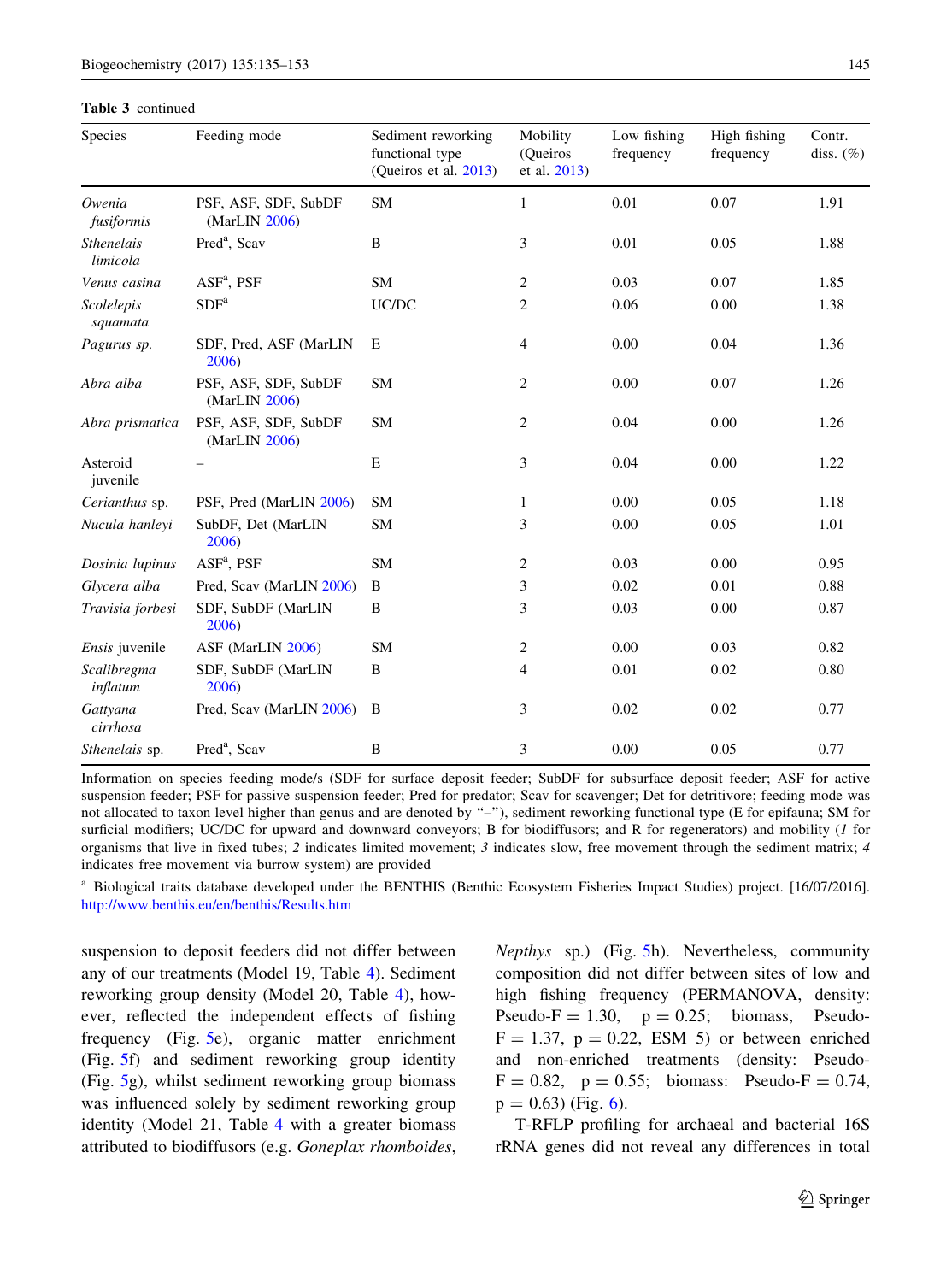**Table 3** continued

| Species | Feeding mode | Sediment reworking functional type (Queiros et al. 2013) | Mobility (Queiros et al. 2013) | Low fishing frequency | High fishing frequency | Contr. diss. (%) |
|---|---|---|---|---|---|---|
| *Owenia fusiformis* | PSF, ASF, SDF, SubDF (MarLIN 2006) | SM | 1 | 0.01 | 0.07 | 1.91 |
| *Sthenelais limicola* | Pred[a], Scav | B | 3 | 0.01 | 0.05 | 1.88 |
| *Venus casina* | ASF[a], PSF | SM | 2 | 0.03 | 0.07 | 1.85 |
| *Scolelepis squamata* | SDF[a] | UC/DC | 2 | 0.06 | 0.00 | 1.38 |
| *Pagurus sp.* | SDF, Pred, ASF (MarLIN 2006) | E | 4 | 0.00 | 0.04 | 1.36 |
| *Abra alba* | PSF, ASF, SDF, SubDF (MarLIN 2006) | SM | 2 | 0.00 | 0.07 | 1.26 |
| *Abra prismatica* | PSF, ASF, SDF, SubDF (MarLIN 2006) | SM | 2 | 0.04 | 0.00 | 1.26 |
| Asteroid juvenile | – | E | 3 | 0.04 | 0.00 | 1.22 |
| *Cerianthus* sp. | PSF, Pred (MarLIN 2006) | SM | 1 | 0.00 | 0.05 | 1.18 |
| *Nucula hanleyi* | SubDF, Det (MarLIN 2006) | SM | 3 | 0.00 | 0.05 | 1.01 |
| *Dosinia lupinus* | ASF[a], PSF | SM | 2 | 0.03 | 0.00 | 0.95 |
| *Glycera alba* | Pred, Scav (MarLIN 2006) | B | 3 | 0.02 | 0.01 | 0.88 |
| *Travisia forbesi* | SDF, SubDF (MarLIN 2006) | B | 3 | 0.03 | 0.00 | 0.87 |
| *Ensis* juvenile | ASF (MarLIN 2006) | SM | 2 | 0.00 | 0.03 | 0.82 |
| *Scalibregma inflatum* | SDF, SubDF (MarLIN 2006) | B | 4 | 0.01 | 0.02 | 0.80 |
| *Gattyana cirrhosa* | Pred, Scav (MarLIN 2006) | B | 3 | 0.02 | 0.02 | 0.77 |
| *Sthenelais* sp. | Pred[a], Scav | B | 3 | 0.00 | 0.05 | 0.77 |

Information on species feeding mode/s (SDF for surface deposit feeder; SubDF for subsurface deposit feeder; ASF for active suspension feeder; PSF for passive suspension feeder; Pred for predator; Scav for scavenger; Det for detritivore; feeding mode was not allocated to taxon level higher than genus and are denoted by "–"), sediment reworking functional type (E for epifauna; SM for surficial modifiers; UC/DC for upward and downward conveyors; B for biodiffusors; and R for regenerators) and mobility (*1* for organisms that live in fixed tubes; *2* indicates limited movement; *3* indicates slow, free movement through the sediment matrix; *4* indicates free movement via burrow system) are provided

[a] Biological traits database developed under the BENTHIS (Benthic Ecosystem Fisheries Impact Studies) project. [16/07/2016]. http://www.benthis.eu/en/benthis/Results.htm

suspension to deposit feeders did not differ between any of our treatments (Model 19, Table 4). Sediment reworking group density (Model 20, Table 4), however, reflected the independent effects of fishing frequency (Fig. 5e), organic matter enrichment (Fig. 5f) and sediment reworking group identity (Fig. 5g), whilst sediment reworking group biomass was influenced solely by sediment reworking group identity (Model 21, Table 4 with a greater biomass attributed to biodiffusors (e.g. *Goneplax rhomboides*, *Nepthys* sp.) (Fig. 5h). Nevertheless, community composition did not differ between sites of low and high fishing frequency (PERMANOVA, density: Pseudo-F = 1.30, p = 0.25; biomass, Pseudo-F = 1.37, p = 0.22, ESM 5) or between enriched and non-enriched treatments (density: Pseudo-F = 0.82, p = 0.55; biomass: Pseudo-F = 0.74, p = 0.63) (Fig. 6).

T-RFLP profiling for archaeal and bacterial 16S rRNA genes did not reveal any differences in total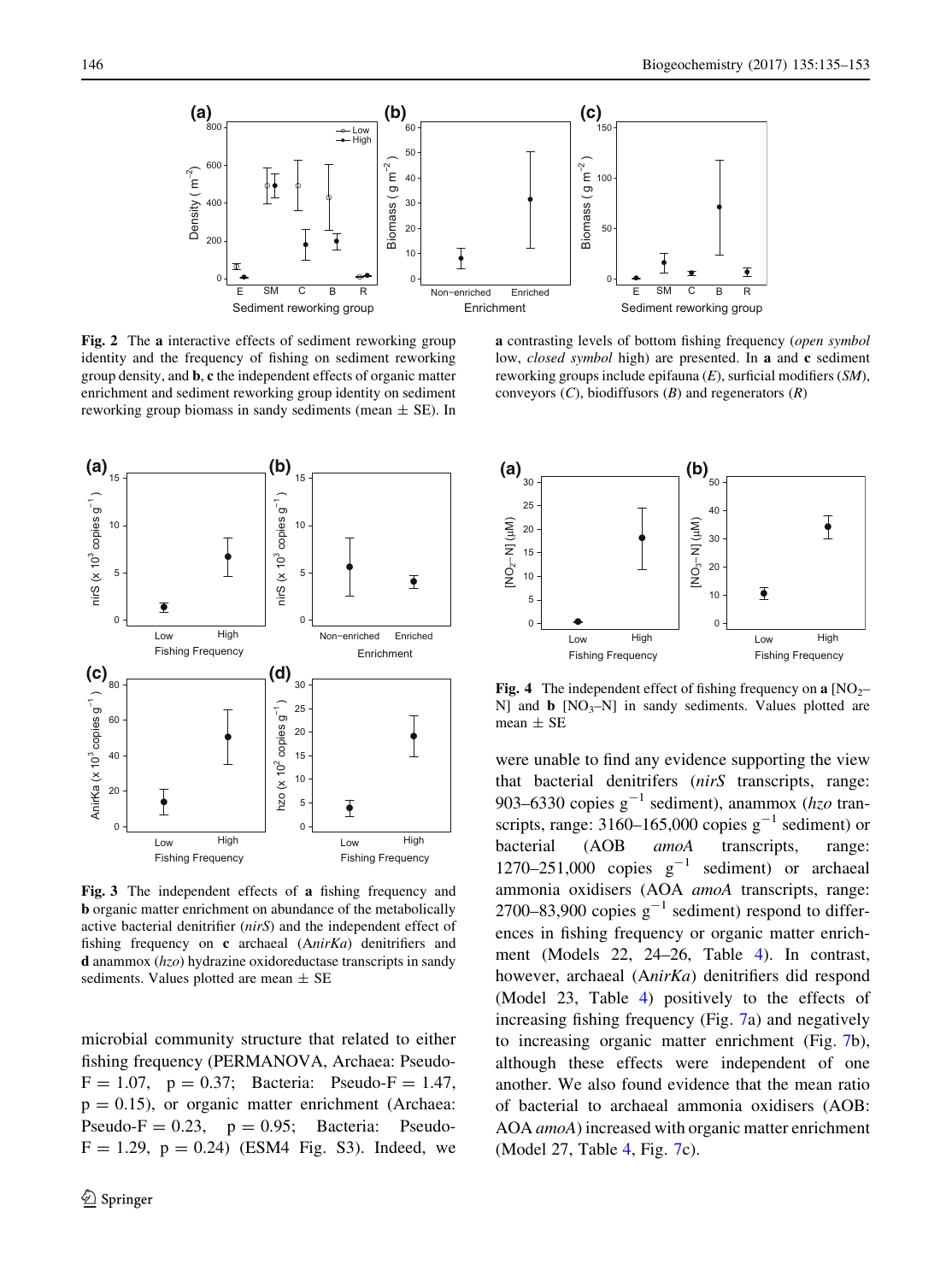**Fig. 2** The **a** interactive effects of sediment reworking group identity and the frequency of fishing on sediment reworking group density, and **b**, **c** the independent effects of organic matter enrichment and sediment reworking group identity on sediment reworking group biomass in sandy sediments (mean ± SE). In **a** contrasting levels of bottom fishing frequency (*open symbol* low, *closed symbol* high) are presented. In **a** and **c** sediment reworking groups include epifauna (*E*), surficial modifiers (*SM*), conveyors (*C*), biodiffusors (*B*) and regenerators (*R*)

**Fig. 3** The independent effects of **a** fishing frequency and **b** organic matter enrichment on abundance of the metabolically active bacterial denitrifier (*nirS*) and the independent effect of fishing frequency on **c** archaeal (A*nirKa*) denitrifiers and **d** anammox (*hzo*) hydrazine oxidoreductase transcripts in sandy sediments. Values plotted are mean ± SE

**Fig. 4** The independent effect of fishing frequency on **a** [$NO_2$–N] and **b** [$NO_3$–N] in sandy sediments. Values plotted are mean ± SE

microbial community structure that related to either fishing frequency (PERMANOVA, Archaea: Pseudo-F = 1.07, p = 0.37; Bacteria: Pseudo-F = 1.47, p = 0.15), or organic matter enrichment (Archaea: Pseudo-F = 0.23, p = 0.95; Bacteria: Pseudo-F = 1.29, p = 0.24) (ESM4 Fig. S3). Indeed, we were unable to find any evidence supporting the view that bacterial denitrifers (*nirS* transcripts, range: 903–6330 copies $g^{-1}$ sediment), anammox (*hzo* transcripts, range: 3160–165,000 copies $g^{-1}$ sediment) or bacterial (AOB *amoA* transcripts, range: 1270–251,000 copies $g^{-1}$ sediment) or archaeal ammonia oxidisers (AOA *amoA* transcripts, range: 2700–83,900 copies $g^{-1}$ sediment) respond to differences in fishing frequency or organic matter enrichment (Models 22, 24–26, Table 4). In contrast, however, archaeal (A*nirKa*) denitrifiers did respond (Model 23, Table 4) positively to the effects of increasing fishing frequency (Fig. 7a) and negatively to increasing organic matter enrichment (Fig. 7b), although these effects were independent of one another. We also found evidence that the mean ratio of bacterial to archaeal ammonia oxidisers (AOB: AOA *amoA*) increased with organic matter enrichment (Model 27, Table 4, Fig. 7c).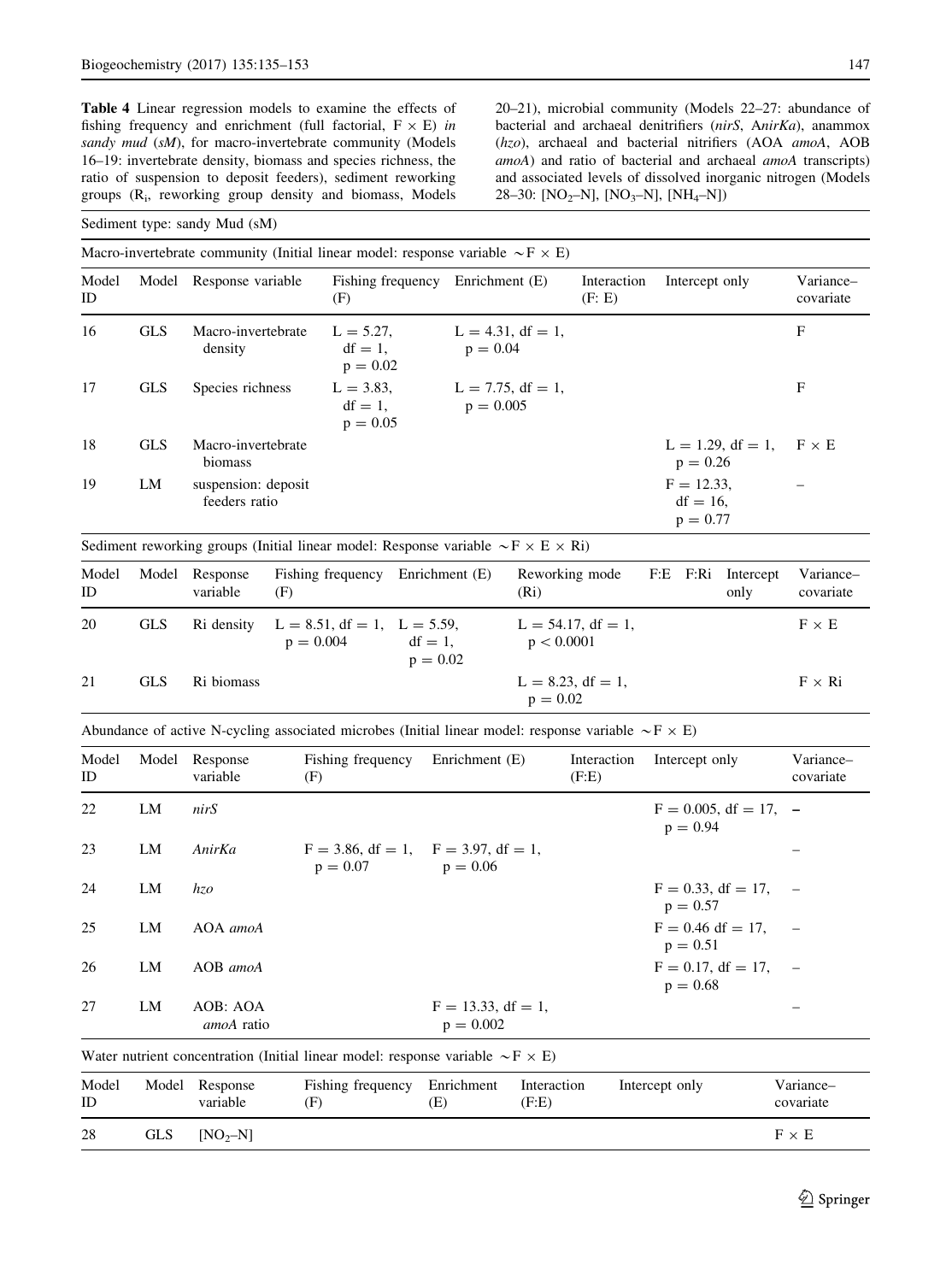**Table 4** Linear regression models to examine the effects of fishing frequency and enrichment (full factorial, F × E) *in sandy mud* (*sM*), for macro-invertebrate community (Models 16–19: invertebrate density, biomass and species richness, the ratio of suspension to deposit feeders), sediment reworking groups ($R_i$, reworking group density and biomass, Models 20–21), microbial community (Models 22–27: abundance of bacterial and archaeal denitrifiers (*nirS*, A*nirKa*), anammox (*hzo*), archaeal and bacterial nitrifiers (AOA *amoA*, AOB *amoA*) and ratio of bacterial and archaeal *amoA* transcripts) and associated levels of dissolved inorganic nitrogen (Models 28–30: [$NO_2$–N], [$NO_3$–N], [$NH_4$–N])

Sediment type: sandy Mud (sM)

Macro-invertebrate community (Initial linear model: response variable ~F × E)

| Model ID | Model | Response variable | Fishing frequency (F) | Enrichment (E) | Interaction (F: E) | Intercept only | Variance–covariate |
|---|---|---|---|---|---|---|---|
| 16 | GLS | Macro-invertebrate density | L = 5.27, df = 1, p = 0.02 | L = 4.31, df = 1, p = 0.04 | | | F |
| 17 | GLS | Species richness | L = 3.83, df = 1, p = 0.05 | L = 7.75, df = 1, p = 0.005 | | | F |
| 18 | GLS | Macro-invertebrate biomass | | | | L = 1.29, df = 1, p = 0.26 | F × E |
| 19 | LM | suspension: deposit feeders ratio | | | | F = 12.33, df = 16, p = 0.77 | – |

Sediment reworking groups (Initial linear model: Response variable ~F × E × Ri)

| Model ID | Model | Response variable | Fishing frequency (F) | Enrichment (E) | Reworking mode (Ri) | F:E | F:Ri | Intercept only | Variance–covariate |
|---|---|---|---|---|---|---|---|---|---|
| 20 | GLS | Ri density | L = 8.51, df = 1, p = 0.004 | L = 5.59, df = 1, p = 0.02 | L = 54.17, df = 1, p < 0.0001 | | | | F × E |
| 21 | GLS | Ri biomass | | | L = 8.23, df = 1, p = 0.02 | | | | F × Ri |

Abundance of active N-cycling associated microbes (Initial linear model: response variable ~F × E)

| Model ID | Model | Response variable | Fishing frequency (F) | Enrichment (E) | Interaction (F:E) | Intercept only | Variance–covariate |
|---|---|---|---|---|---|---|---|
| 22 | LM | *nirS* | | | | F = 0.005, df = 17, p = 0.94 | – |
| 23 | LM | *AnirKa* | F = 3.86, df = 1, p = 0.07 | F = 3.97, df = 1, p = 0.06 | | | – |
| 24 | LM | *hzo* | | | | F = 0.33, df = 17, p = 0.57 | – |
| 25 | LM | AOA *amoA* | | | | F = 0.46 df = 17, p = 0.51 | – |
| 26 | LM | AOB *amoA* | | | | F = 0.17, df = 17, p = 0.68 | – |
| 27 | LM | AOB: AOA *amoA* ratio | | F = 13.33, df = 1, p = 0.002 | | | – |

Water nutrient concentration (Initial linear model: response variable ~F × E)

| Model ID | Model | Response variable | Fishing frequency (F) | Enrichment (E) | Interaction (F:E) | Intercept only | Variance–covariate |
|---|---|---|---|---|---|---|---|
| 28 | GLS | [$NO_2$–N] | | | | | F × E |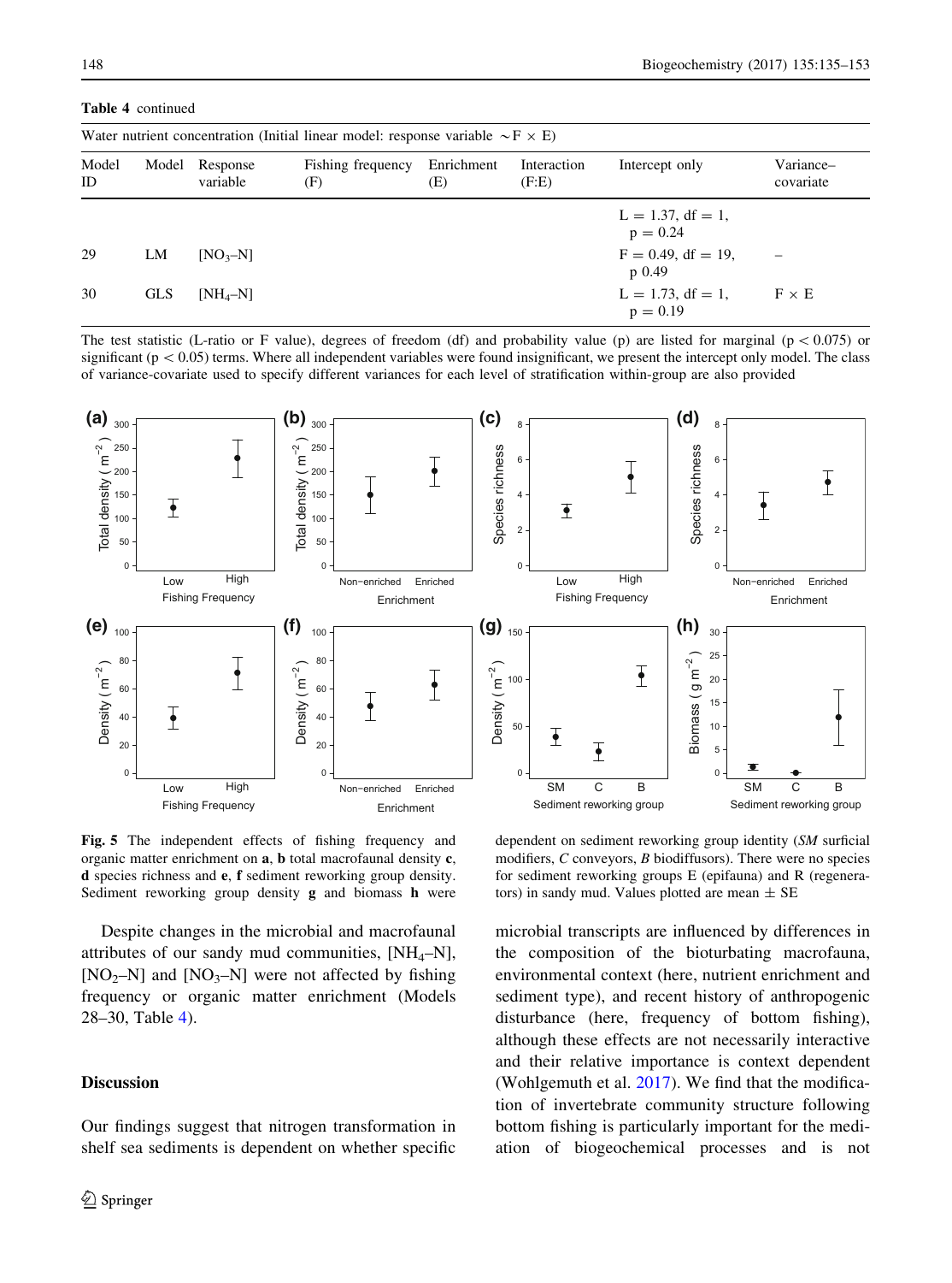**Table 4** continued

| Water nutrient concentration (Initial linear model: response variable $\sim F \times E$) | | | | | | | |
|---|---|---|---|---|---|---|---|
| Model ID | Model | Response variable | Fishing frequency (F) | Enrichment (E) | Interaction (F:E) | Intercept only | Variance–covariate |
| | | | | | | L = 1.37, df = 1, p = 0.24 | |
| 29 | LM | $[NO_3–N]$ | | | | F = 0.49, df = 19, p 0.49 | – |
| 30 | GLS | $[NH_4–N]$ | | | | L = 1.73, df = 1, p = 0.19 | F × E |

The test statistic (L-ratio or F value), degrees of freedom (df) and probability value (p) are listed for marginal ($p < 0.075$) or significant ($p < 0.05$) terms. Where all independent variables were found insignificant, we present the intercept only model. The class of variance-covariate used to specify different variances for each level of stratification within-group are also provided

**Fig. 5** The independent effects of fishing frequency and organic matter enrichment on **a**, **b** total macrofaunal density **c**, **d** species richness and **e**, **f** sediment reworking group density. Sediment reworking group density **g** and biomass **h** were dependent on sediment reworking group identity (*SM* surficial modifiers, *C* conveyors, *B* biodiffusors). There were no species for sediment reworking groups E (epifauna) and R (regenerators) in sandy mud. Values plotted are mean ± SE

Despite changes in the microbial and macrofaunal attributes of our sandy mud communities, $[NH_4–N]$, $[NO_2–N]$ and $[NO_3–N]$ were not affected by fishing frequency or organic matter enrichment (Models 28–30, Table 4).

## Discussion

Our findings suggest that nitrogen transformation in shelf sea sediments is dependent on whether specific microbial transcripts are influenced by differences in the composition of the bioturbating macrofauna, environmental context (here, nutrient enrichment and sediment type), and recent history of anthropogenic disturbance (here, frequency of bottom fishing), although these effects are not necessarily interactive and their relative importance is context dependent (Wohlgemuth et al. 2017). We find that the modification of invertebrate community structure following bottom fishing is particularly important for the mediation of biogeochemical processes and is not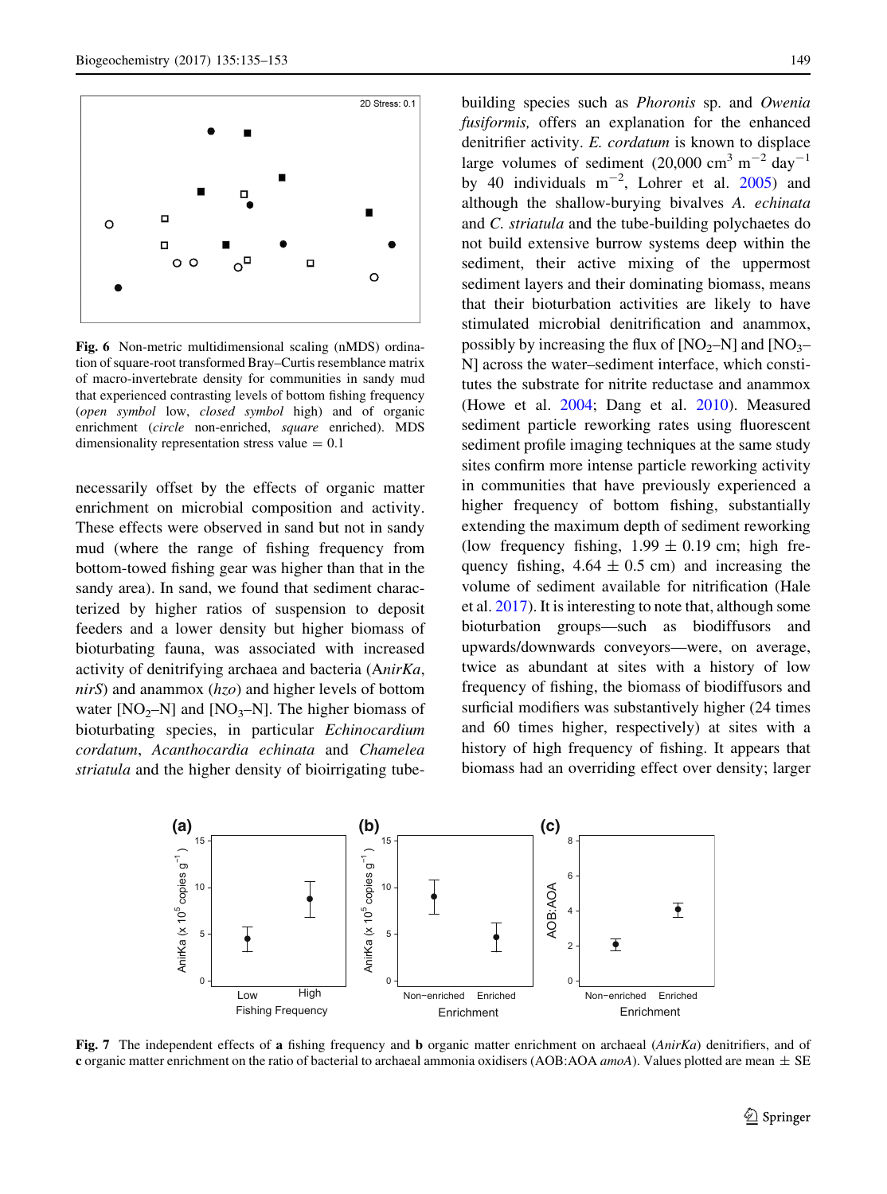Fig. 6 Non-metric multidimensional scaling (nMDS) ordination of square-root transformed Bray–Curtis resemblance matrix of macro-invertebrate density for communities in sandy mud that experienced contrasting levels of bottom fishing frequency (*open symbol* low, *closed symbol* high) and of organic enrichment (*circle* non-enriched, *square* enriched). MDS dimensionality representation stress value = 0.1

necessarily offset by the effects of organic matter enrichment on microbial composition and activity. These effects were observed in sand but not in sandy mud (where the range of fishing frequency from bottom-towed fishing gear was higher than that in the sandy area). In sand, we found that sediment characterized by higher ratios of suspension to deposit feeders and a lower density but higher biomass of bioturbating fauna, was associated with increased activity of denitrifying archaea and bacteria (A*nirKa*, *nirS*) and anammox (*hzo*) and higher levels of bottom water [$NO_2$–N] and [$NO_3$–N]. The higher biomass of bioturbating species, in particular *Echinocardium cordatum*, *Acanthocardia echinata* and *Chamelea striatula* and the higher density of bioirrigating tube-building species such as *Phoronis* sp. and *Owenia fusiformis,* offers an explanation for the enhanced denitrifier activity. *E. cordatum* is known to displace large volumes of sediment (20,000 $cm^3$ $m^{-2}$ $day^{-1}$ by 40 individuals $m^{-2}$, Lohrer et al. 2005) and although the shallow-burying bivalves *A. echinata* and *C. striatula* and the tube-building polychaetes do not build extensive burrow systems deep within the sediment, their active mixing of the uppermost sediment layers and their dominating biomass, means that their bioturbation activities are likely to have stimulated microbial denitrification and anammox, possibly by increasing the flux of [$NO_2$–N] and [$NO_3$–N] across the water–sediment interface, which constitutes the substrate for nitrite reductase and anammox (Howe et al. 2004; Dang et al. 2010). Measured sediment particle reworking rates using fluorescent sediment profile imaging techniques at the same study sites confirm more intense particle reworking activity in communities that have previously experienced a higher frequency of bottom fishing, substantially extending the maximum depth of sediment reworking (low frequency fishing, 1.99 ± 0.19 cm; high frequency fishing, 4.64 ± 0.5 cm) and increasing the volume of sediment available for nitrification (Hale et al. 2017). It is interesting to note that, although some bioturbation groups—such as biodiffusors and upwards/downwards conveyors—were, on average, twice as abundant at sites with a history of low frequency of fishing, the biomass of biodiffusors and surficial modifiers was substantively higher (24 times and 60 times higher, respectively) at sites with a history of high frequency of fishing. It appears that biomass had an overriding effect over density; larger

Fig. 7 The independent effects of **a** fishing frequency and **b** organic matter enrichment on archaeal (*AnirKa*) denitrifiers, and of **c** organic matter enrichment on the ratio of bacterial to archaeal ammonia oxidisers (AOB:AOA *amoA*). Values plotted are mean ± SE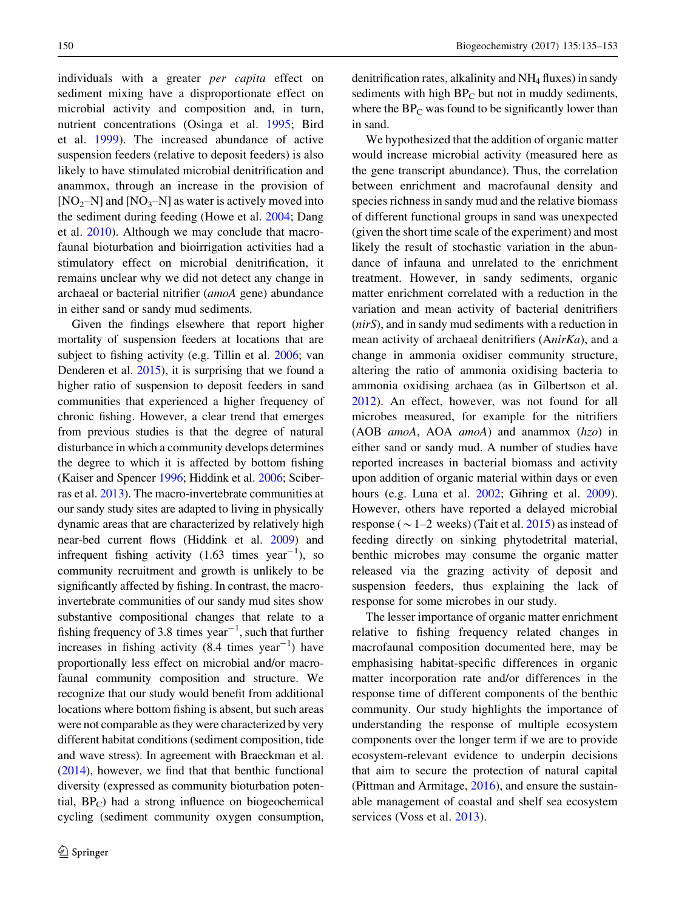individuals with a greater *per capita* effect on sediment mixing have a disproportionate effect on microbial activity and composition and, in turn, nutrient concentrations (Osinga et al. 1995; Bird et al. 1999). The increased abundance of active suspension feeders (relative to deposit feeders) is also likely to have stimulated microbial denitrification and anammox, through an increase in the provision of [$NO_2$–N] and [$NO_3$–N] as water is actively moved into the sediment during feeding (Howe et al. 2004; Dang et al. 2010). Although we may conclude that macrofaunal bioturbation and bioirrigation activities had a stimulatory effect on microbial denitrification, it remains unclear why we did not detect any change in archaeal or bacterial nitrifier (*amoA* gene) abundance in either sand or sandy mud sediments.

Given the findings elsewhere that report higher mortality of suspension feeders at locations that are subject to fishing activity (e.g. Tillin et al. 2006; van Denderen et al. 2015), it is surprising that we found a higher ratio of suspension to deposit feeders in sand communities that experienced a higher frequency of chronic fishing. However, a clear trend that emerges from previous studies is that the degree of natural disturbance in which a community develops determines the degree to which it is affected by bottom fishing (Kaiser and Spencer 1996; Hiddink et al. 2006; Sciberras et al. 2013). The macro-invertebrate communities at our sandy study sites are adapted to living in physically dynamic areas that are characterized by relatively high near-bed current flows (Hiddink et al. 2009) and infrequent fishing activity (1.63 times year$^{-1}$), so community recruitment and growth is unlikely to be significantly affected by fishing. In contrast, the macro-invertebrate communities of our sandy mud sites show substantive compositional changes that relate to a fishing frequency of 3.8 times year$^{-1}$, such that further increases in fishing activity (8.4 times year$^{-1}$) have proportionally less effect on microbial and/or macrofaunal community composition and structure. We recognize that our study would benefit from additional locations where bottom fishing is absent, but such areas were not comparable as they were characterized by very different habitat conditions (sediment composition, tide and wave stress). In agreement with Braeckman et al. (2014), however, we find that that benthic functional diversity (expressed as community bioturbation potential, $BP_C$) had a strong influence on biogeochemical cycling (sediment community oxygen consumption, denitrification rates, alkalinity and $NH_4$ fluxes) in sandy sediments with high $BP_C$ but not in muddy sediments, where the $BP_C$ was found to be significantly lower than in sand.

We hypothesized that the addition of organic matter would increase microbial activity (measured here as the gene transcript abundance). Thus, the correlation between enrichment and macrofaunal density and species richness in sandy mud and the relative biomass of different functional groups in sand was unexpected (given the short time scale of the experiment) and most likely the result of stochastic variation in the abundance of infauna and unrelated to the enrichment treatment. However, in sandy sediments, organic matter enrichment correlated with a reduction in the variation and mean activity of bacterial denitrifiers (*nirS*), and in sandy mud sediments with a reduction in mean activity of archaeal denitrifiers (A*nirKa*), and a change in ammonia oxidiser community structure, altering the ratio of ammonia oxidising bacteria to ammonia oxidising archaea (as in Gilbertson et al. 2012). An effect, however, was not found for all microbes measured, for example for the nitrifiers (AOB *amoA*, AOA *amoA*) and anammox (*hzo*) in either sand or sandy mud. A number of studies have reported increases in bacterial biomass and activity upon addition of organic material within days or even hours (e.g. Luna et al. 2002; Gihring et al. 2009). However, others have reported a delayed microbial response ($\sim$1–2 weeks) (Tait et al. 2015) as instead of feeding directly on sinking phytodetrital material, benthic microbes may consume the organic matter released via the grazing activity of deposit and suspension feeders, thus explaining the lack of response for some microbes in our study.

The lesser importance of organic matter enrichment relative to fishing frequency related changes in macrofaunal composition documented here, may be emphasising habitat-specific differences in organic matter incorporation rate and/or differences in the response time of different components of the benthic community. Our study highlights the importance of understanding the response of multiple ecosystem components over the longer term if we are to provide ecosystem-relevant evidence to underpin decisions that aim to secure the protection of natural capital (Pittman and Armitage, 2016), and ensure the sustainable management of coastal and shelf sea ecosystem services (Voss et al. 2013).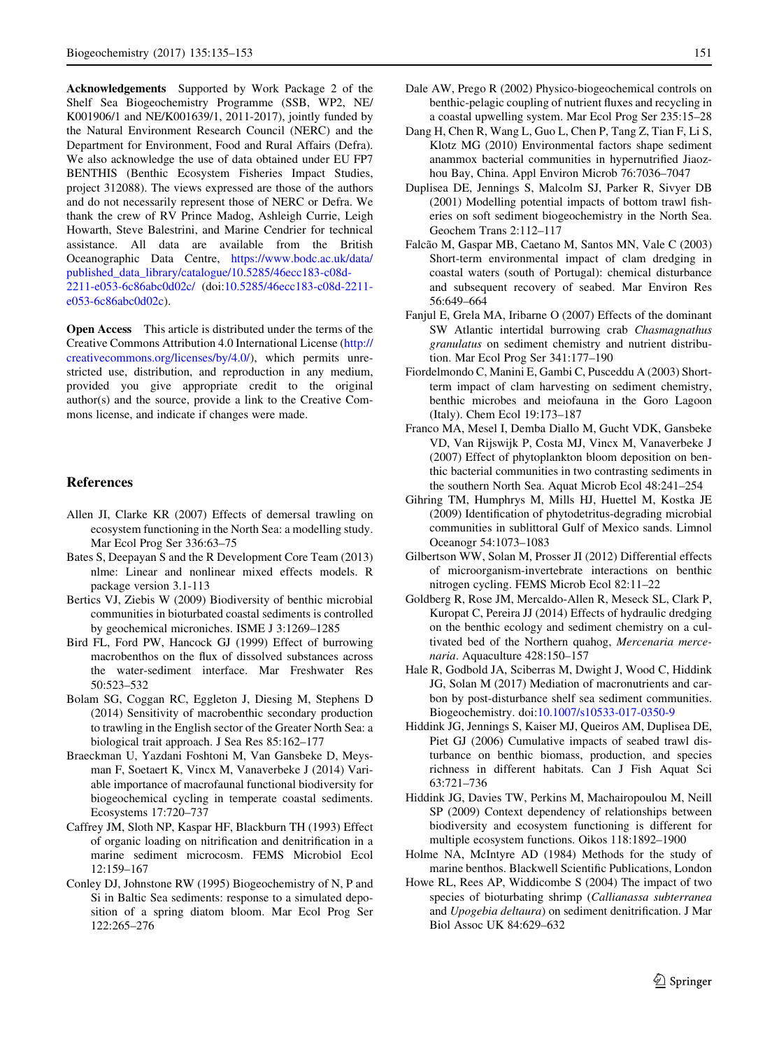**Acknowledgements** Supported by Work Package 2 of the Shelf Sea Biogeochemistry Programme (SSB, WP2, NE/K001906/1 and NE/K001639/1, 2011-2017), jointly funded by the Natural Environment Research Council (NERC) and the Department for Environment, Food and Rural Affairs (Defra). We also acknowledge the use of data obtained under EU FP7 BENTHIS (Benthic Ecosystem Fisheries Impact Studies, project 312088). The views expressed are those of the authors and do not necessarily represent those of NERC or Defra. We thank the crew of RV Prince Madog, Ashleigh Currie, Leigh Howarth, Steve Balestrini, and Marine Cendrier for technical assistance. All data are available from the British Oceanographic Data Centre, https://www.bodc.ac.uk/data/published_data_library/catalogue/10.5285/46ecc183-c08d-2211-e053-6c86abc0d02c/ (doi:10.5285/46ecc183-c08d-2211-e053-6c86abc0d02c).

**Open Access** This article is distributed under the terms of the Creative Commons Attribution 4.0 International License (http://creativecommons.org/licenses/by/4.0/), which permits unrestricted use, distribution, and reproduction in any medium, provided you give appropriate credit to the original author(s) and the source, provide a link to the Creative Commons license, and indicate if changes were made.

## References

Allen JI, Clarke KR (2007) Effects of demersal trawling on ecosystem functioning in the North Sea: a modelling study. Mar Ecol Prog Ser 336:63–75

Bates S, Deepayan S and the R Development Core Team (2013) nlme: Linear and nonlinear mixed effects models. R package version 3.1-113

Bertics VJ, Ziebis W (2009) Biodiversity of benthic microbial communities in bioturbated coastal sediments is controlled by geochemical microniches. ISME J 3:1269–1285

Bird FL, Ford PW, Hancock GJ (1999) Effect of burrowing macrobenthos on the flux of dissolved substances across the water-sediment interface. Mar Freshwater Res 50:523–532

Bolam SG, Coggan RC, Eggleton J, Diesing M, Stephens D (2014) Sensitivity of macrobenthic secondary production to trawling in the English sector of the Greater North Sea: a biological trait approach. J Sea Res 85:162–177

Braeckman U, Yazdani Foshtoni M, Van Gansbeke D, Meysman F, Soetaert K, Vincx M, Vanaverbeke J (2014) Variable importance of macrofaunal functional biodiversity for biogeochemical cycling in temperate coastal sediments. Ecosystems 17:720–737

Caffrey JM, Sloth NP, Kaspar HF, Blackburn TH (1993) Effect of organic loading on nitrification and denitrification in a marine sediment microcosm. FEMS Microbiol Ecol 12:159–167

Conley DJ, Johnstone RW (1995) Biogeochemistry of N, P and Si in Baltic Sea sediments: response to a simulated deposition of a spring diatom bloom. Mar Ecol Prog Ser 122:265–276

Dale AW, Prego R (2002) Physico-biogeochemical controls on benthic-pelagic coupling of nutrient fluxes and recycling in a coastal upwelling system. Mar Ecol Prog Ser 235:15–28

Dang H, Chen R, Wang L, Guo L, Chen P, Tang Z, Tian F, Li S, Klotz MG (2010) Environmental factors shape sediment anammox bacterial communities in hypernutrified Jiaozhou Bay, China. Appl Environ Microb 76:7036–7047

Duplisea DE, Jennings S, Malcolm SJ, Parker R, Sivyer DB (2001) Modelling potential impacts of bottom trawl fisheries on soft sediment biogeochemistry in the North Sea. Geochem Trans 2:112–117

Falcão M, Gaspar MB, Caetano M, Santos MN, Vale C (2003) Short-term environmental impact of clam dredging in coastal waters (south of Portugal): chemical disturbance and subsequent recovery of seabed. Mar Environ Res 56:649–664

Fanjul E, Grela MA, Iribarne O (2007) Effects of the dominant SW Atlantic intertidal burrowing crab *Chasmagnathus granulatus* on sediment chemistry and nutrient distribution. Mar Ecol Prog Ser 341:177–190

Fiordelmondo C, Manini E, Gambi C, Pusceddu A (2003) Short-term impact of clam harvesting on sediment chemistry, benthic microbes and meiofauna in the Goro Lagoon (Italy). Chem Ecol 19:173–187

Franco MA, Mesel I, Demba Diallo M, Gucht VDK, Gansbeke VD, Van Rijswijk P, Costa MJ, Vincx M, Vanaverbeke J (2007) Effect of phytoplankton bloom deposition on benthic bacterial communities in two contrasting sediments in the southern North Sea. Aquat Microb Ecol 48:241–254

Gihring TM, Humphrys M, Mills HJ, Huettel M, Kostka JE (2009) Identification of phytodetritus-degrading microbial communities in sublittoral Gulf of Mexico sands. Limnol Oceanogr 54:1073–1083

Gilbertson WW, Solan M, Prosser JI (2012) Differential effects of microorganism-invertebrate interactions on benthic nitrogen cycling. FEMS Microb Ecol 82:11–22

Goldberg R, Rose JM, Mercaldo-Allen R, Meseck SL, Clark P, Kuropat C, Pereira JJ (2014) Effects of hydraulic dredging on the benthic ecology and sediment chemistry on a cultivated bed of the Northern quahog, *Mercenaria mercenaria*. Aquaculture 428:150–157

Hale R, Godbold JA, Sciberras M, Dwight J, Wood C, Hiddink JG, Solan M (2017) Mediation of macronutrients and carbon by post-disturbance shelf sea sediment communities. Biogeochemistry. doi:10.1007/s10533-017-0350-9

Hiddink JG, Jennings S, Kaiser MJ, Queiros AM, Duplisea DE, Piet GJ (2006) Cumulative impacts of seabed trawl disturbance on benthic biomass, production, and species richness in different habitats. Can J Fish Aquat Sci 63:721–736

Hiddink JG, Davies TW, Perkins M, Machairopoulou M, Neill SP (2009) Context dependency of relationships between biodiversity and ecosystem functioning is different for multiple ecosystem functions. Oikos 118:1892–1900

Holme NA, McIntyre AD (1984) Methods for the study of marine benthos. Blackwell Scientific Publications, London

Howe RL, Rees AP, Widdicombe S (2004) The impact of two species of bioturbating shrimp (*Callianassa subterranea* and *Upogebia deltaura*) on sediment denitrification. J Mar Biol Assoc UK 84:629–632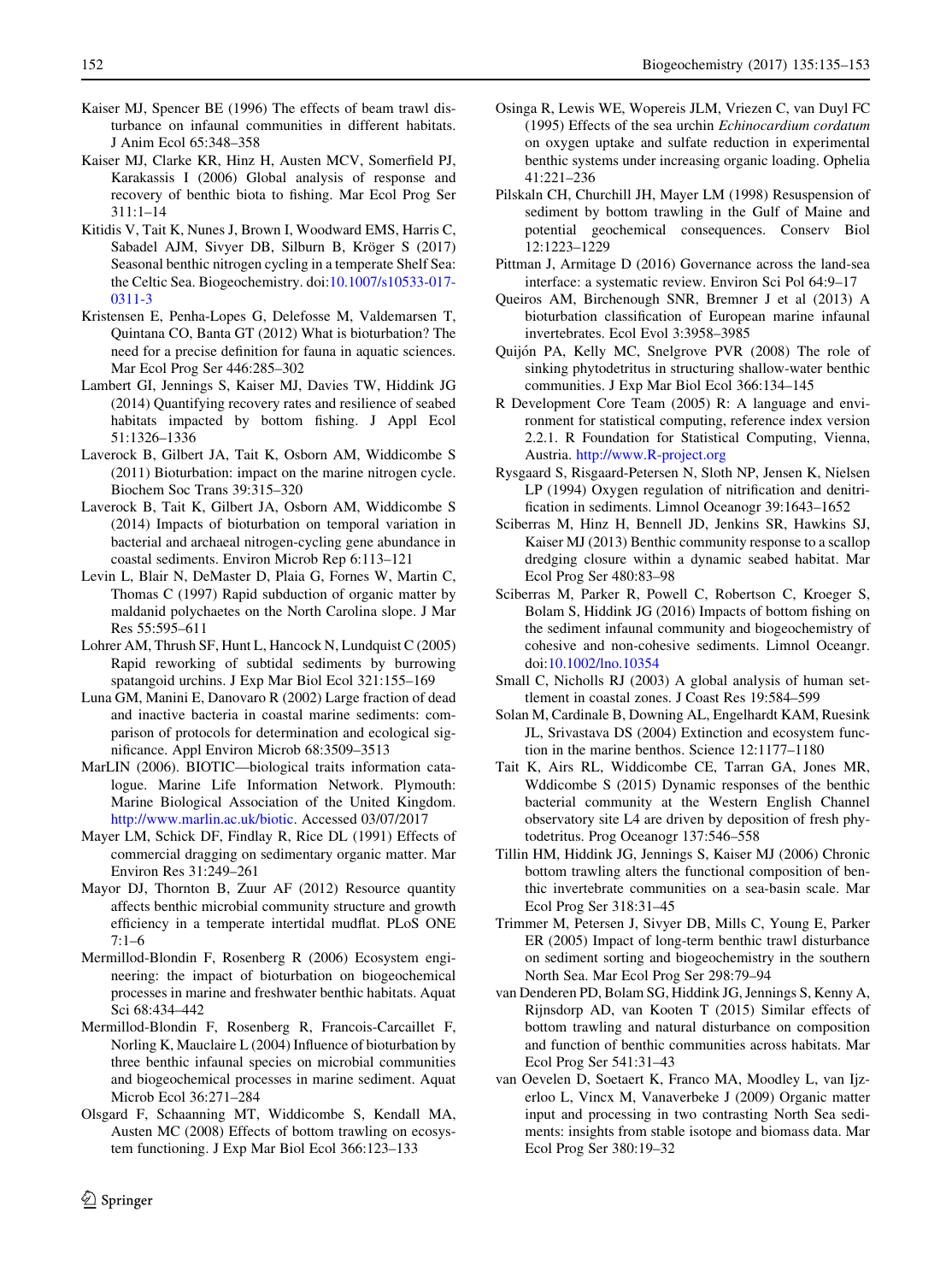Kaiser MJ, Spencer BE (1996) The effects of beam trawl disturbance on infaunal communities in different habitats. J Anim Ecol 65:348–358

Kaiser MJ, Clarke KR, Hinz H, Austen MCV, Somerfield PJ, Karakassis I (2006) Global analysis of response and recovery of benthic biota to fishing. Mar Ecol Prog Ser 311:1–14

Kitidis V, Tait K, Nunes J, Brown I, Woodward EMS, Harris C, Sabadel AJM, Sivyer DB, Silburn B, Kröger S (2017) Seasonal benthic nitrogen cycling in a temperate Shelf Sea: the Celtic Sea. Biogeochemistry. doi:10.1007/s10533-017-0311-3

Kristensen E, Penha-Lopes G, Delefosse M, Valdemarsen T, Quintana CO, Banta GT (2012) What is bioturbation? The need for a precise definition for fauna in aquatic sciences. Mar Ecol Prog Ser 446:285–302

Lambert GI, Jennings S, Kaiser MJ, Davies TW, Hiddink JG (2014) Quantifying recovery rates and resilience of seabed habitats impacted by bottom fishing. J Appl Ecol 51:1326–1336

Laverock B, Gilbert JA, Tait K, Osborn AM, Widdicombe S (2011) Bioturbation: impact on the marine nitrogen cycle. Biochem Soc Trans 39:315–320

Laverock B, Tait K, Gilbert JA, Osborn AM, Widdicombe S (2014) Impacts of bioturbation on temporal variation in bacterial and archaeal nitrogen-cycling gene abundance in coastal sediments. Environ Microb Rep 6:113–121

Levin L, Blair N, DeMaster D, Plaia G, Fornes W, Martin C, Thomas C (1997) Rapid subduction of organic matter by maldanid polychaetes on the North Carolina slope. J Mar Res 55:595–611

Lohrer AM, Thrush SF, Hunt L, Hancock N, Lundquist C (2005) Rapid reworking of subtidal sediments by burrowing spatangoid urchins. J Exp Mar Biol Ecol 321:155–169

Luna GM, Manini E, Danovaro R (2002) Large fraction of dead and inactive bacteria in coastal marine sediments: comparison of protocols for determination and ecological significance. Appl Environ Microb 68:3509–3513

MarLIN (2006). BIOTIC—biological traits information catalogue. Marine Life Information Network. Plymouth: Marine Biological Association of the United Kingdom. http://www.marlin.ac.uk/biotic. Accessed 03/07/2017

Mayer LM, Schick DF, Findlay R, Rice DL (1991) Effects of commercial dragging on sedimentary organic matter. Mar Environ Res 31:249–261

Mayor DJ, Thornton B, Zuur AF (2012) Resource quantity affects benthic microbial community structure and growth efficiency in a temperate intertidal mudflat. PLoS ONE 7:1–6

Mermillod-Blondin F, Rosenberg R (2006) Ecosystem engineering: the impact of bioturbation on biogeochemical processes in marine and freshwater benthic habitats. Aquat Sci 68:434–442

Mermillod-Blondin F, Rosenberg R, Francois-Carcaillet F, Norling K, Mauclaire L (2004) Influence of bioturbation by three benthic infaunal species on microbial communities and biogeochemical processes in marine sediment. Aquat Microb Ecol 36:271–284

Olsgard F, Schaanning MT, Widdicombe S, Kendall MA, Austen MC (2008) Effects of bottom trawling on ecosystem functioning. J Exp Mar Biol Ecol 366:123–133

Osinga R, Lewis WE, Wopereis JLM, Vriezen C, van Duyl FC (1995) Effects of the sea urchin *Echinocardium cordatum* on oxygen uptake and sulfate reduction in experimental benthic systems under increasing organic loading. Ophelia 41:221–236

Pilskaln CH, Churchill JH, Mayer LM (1998) Resuspension of sediment by bottom trawling in the Gulf of Maine and potential geochemical consequences. Conserv Biol 12:1223–1229

Pittman J, Armitage D (2016) Governance across the land-sea interface: a systematic review. Environ Sci Pol 64:9–17

Queiros AM, Birchenough SNR, Bremner J et al (2013) A bioturbation classification of European marine infaunal invertebrates. Ecol Evol 3:3958–3985

Quijón PA, Kelly MC, Snelgrove PVR (2008) The role of sinking phytodetritus in structuring shallow-water benthic communities. J Exp Mar Biol Ecol 366:134–145

R Development Core Team (2005) R: A language and environment for statistical computing, reference index version 2.2.1. R Foundation for Statistical Computing, Vienna, Austria. http://www.R-project.org

Rysgaard S, Risgaard-Petersen N, Sloth NP, Jensen K, Nielsen LP (1994) Oxygen regulation of nitrification and denitrification in sediments. Limnol Oceanogr 39:1643–1652

Sciberras M, Hinz H, Bennell JD, Jenkins SR, Hawkins SJ, Kaiser MJ (2013) Benthic community response to a scallop dredging closure within a dynamic seabed habitat. Mar Ecol Prog Ser 480:83–98

Sciberras M, Parker R, Powell C, Robertson C, Kroeger S, Bolam S, Hiddink JG (2016) Impacts of bottom fishing on the sediment infaunal community and biogeochemistry of cohesive and non-cohesive sediments. Limnol Oceangr. doi:10.1002/lno.10354

Small C, Nicholls RJ (2003) A global analysis of human settlement in coastal zones. J Coast Res 19:584–599

Solan M, Cardinale B, Downing AL, Engelhardt KAM, Ruesink JL, Srivastava DS (2004) Extinction and ecosystem function in the marine benthos. Science 12:1177–1180

Tait K, Airs RL, Widdicombe CE, Tarran GA, Jones MR, Wddicombe S (2015) Dynamic responses of the benthic bacterial community at the Western English Channel observatory site L4 are driven by deposition of fresh phytodetritus. Prog Oceanogr 137:546–558

Tillin HM, Hiddink JG, Jennings S, Kaiser MJ (2006) Chronic bottom trawling alters the functional composition of benthic invertebrate communities on a sea-basin scale. Mar Ecol Prog Ser 318:31–45

Trimmer M, Petersen J, Sivyer DB, Mills C, Young E, Parker ER (2005) Impact of long-term benthic trawl disturbance on sediment sorting and biogeochemistry in the southern North Sea. Mar Ecol Prog Ser 298:79–94

van Denderen PD, Bolam SG, Hiddink JG, Jennings S, Kenny A, Rijnsdorp AD, van Kooten T (2015) Similar effects of bottom trawling and natural disturbance on composition and function of benthic communities across habitats. Mar Ecol Prog Ser 541:31–43

van Oevelen D, Soetaert K, Franco MA, Moodley L, van Ijzerloo L, Vincx M, Vanaverbeke J (2009) Organic matter input and processing in two contrasting North Sea sediments: insights from stable isotope and biomass data. Mar Ecol Prog Ser 380:19–32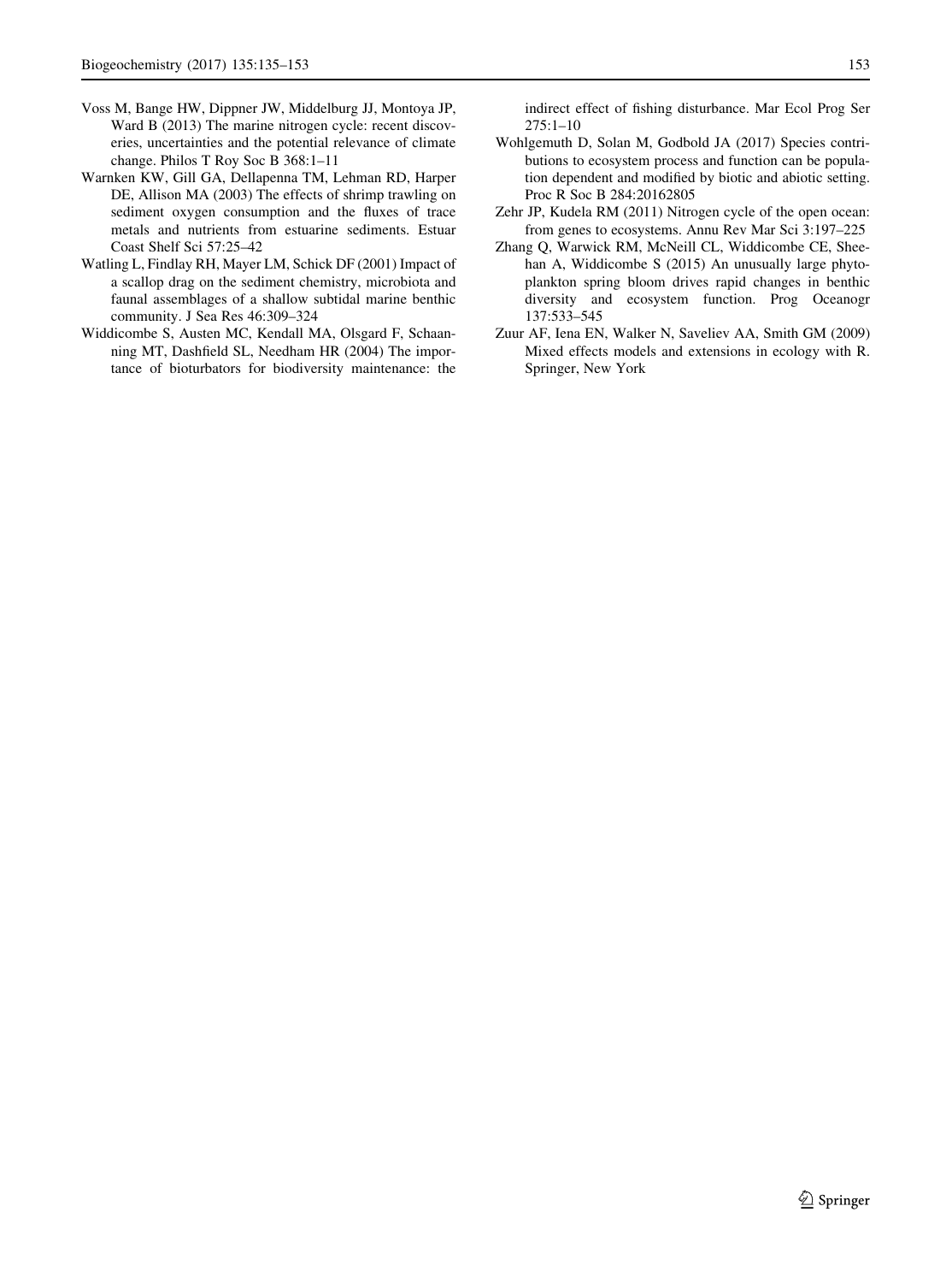Voss M, Bange HW, Dippner JW, Middelburg JJ, Montoya JP, Ward B (2013) The marine nitrogen cycle: recent discoveries, uncertainties and the potential relevance of climate change. Philos T Roy Soc B 368:1–11

Warnken KW, Gill GA, Dellapenna TM, Lehman RD, Harper DE, Allison MA (2003) The effects of shrimp trawling on sediment oxygen consumption and the fluxes of trace metals and nutrients from estuarine sediments. Estuar Coast Shelf Sci 57:25–42

Watling L, Findlay RH, Mayer LM, Schick DF (2001) Impact of a scallop drag on the sediment chemistry, microbiota and faunal assemblages of a shallow subtidal marine benthic community. J Sea Res 46:309–324

Widdicombe S, Austen MC, Kendall MA, Olsgard F, Schaanning MT, Dashfield SL, Needham HR (2004) The importance of bioturbators for biodiversity maintenance: the indirect effect of fishing disturbance. Mar Ecol Prog Ser 275:1–10

Wohlgemuth D, Solan M, Godbold JA (2017) Species contributions to ecosystem process and function can be population dependent and modified by biotic and abiotic setting. Proc R Soc B 284:20162805

Zehr JP, Kudela RM (2011) Nitrogen cycle of the open ocean: from genes to ecosystems. Annu Rev Mar Sci 3:197–225

Zhang Q, Warwick RM, McNeill CL, Widdicombe CE, Sheehan A, Widdicombe S (2015) An unusually large phytoplankton spring bloom drives rapid changes in benthic diversity and ecosystem function. Prog Oceanogr 137:533–545

Zuur AF, Iena EN, Walker N, Saveliev AA, Smith GM (2009) Mixed effects models and extensions in ecology with R. Springer, New York